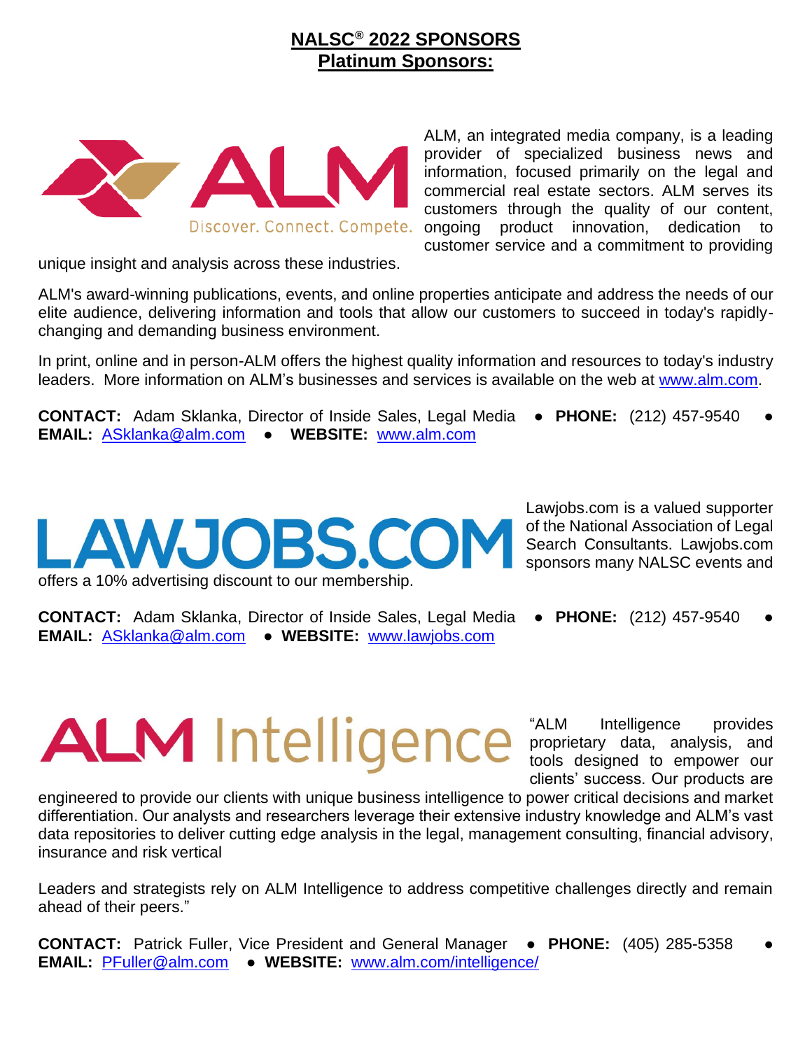# NALSC® 2022 SPONSORS

## Platinum Sponsors:

ALM, an integrated media company, is a leading provider of specialized business news and information, focused primarily on the legal and commercial real estate sectors. ALM serves its customers through the quality of our content, ongoing product innovation, dedication to customer service and a commitment to providing unique insight and analysis across these industries.

ALM's award-winning publications, events, and online properties anticipate and address the needs of our elite audience, delivering information and tools that allow our customers to succeed in today's rapidly-changing and demanding business environment.

In print, online and in person-ALM offers the highest quality information and resources to today's industry leaders. More information on ALM's businesses and services is available on the web at www.alm.com.

**CONTACT:** Adam Sklanka, Director of Inside Sales, Legal Media • **PHONE:** (212) 457-9540 • **EMAIL:** ASklanka@alm.com • **WEBSITE:** www.alm.com

Lawjobs.com is a valued supporter of the National Association of Legal Search Consultants. Lawjobs.com sponsors many NALSC events and offers a 10% advertising discount to our membership.

**CONTACT:** Adam Sklanka, Director of Inside Sales, Legal Media • **PHONE:** (212) 457-9540 • **EMAIL:** ASklanka@alm.com • **WEBSITE:** www.lawjobs.com

"ALM Intelligence provides proprietary data, analysis, and tools designed to empower our clients' success. Our products are engineered to provide our clients with unique business intelligence to power critical decisions and market differentiation. Our analysts and researchers leverage their extensive industry knowledge and ALM's vast data repositories to deliver cutting edge analysis in the legal, management consulting, financial advisory, insurance and risk vertical

Leaders and strategists rely on ALM Intelligence to address competitive challenges directly and remain ahead of their peers."

**CONTACT:** Patrick Fuller, Vice President and General Manager • **PHONE:** (405) 285-5358 • **EMAIL:** PFuller@alm.com • **WEBSITE:** www.alm.com/intelligence/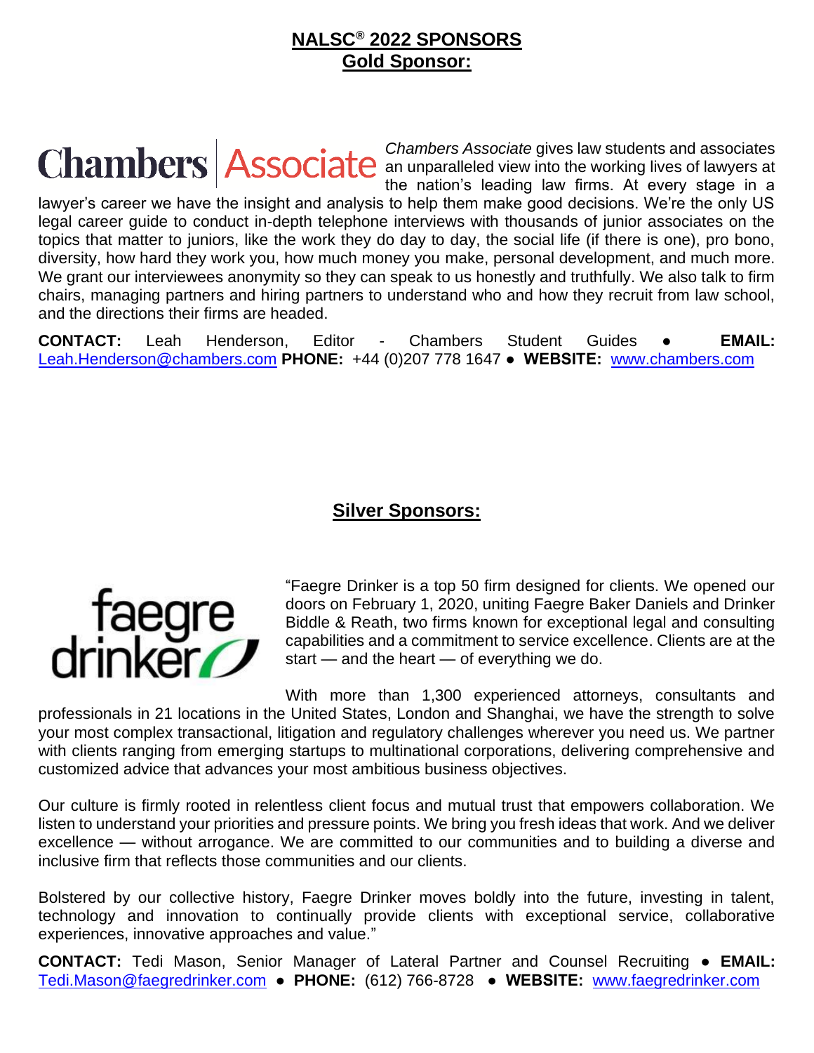# NALSC® 2022 SPONSORS

## Gold Sponsor:

*Chambers Associate* gives law students and associates an unparalleled view into the working lives of lawyers at the nation's leading law firms. At every stage in a lawyer's career we have the insight and analysis to help them make good decisions. We're the only US legal career guide to conduct in-depth telephone interviews with thousands of junior associates on the topics that matter to juniors, like the work they do day to day, the social life (if there is one), pro bono, diversity, how hard they work you, how much money you make, personal development, and much more. We grant our interviewees anonymity so they can speak to us honestly and truthfully. We also talk to firm chairs, managing partners and hiring partners to understand who and how they recruit from law school, and the directions their firms are headed.

**CONTACT:** Leah Henderson, Editor - Chambers Student Guides ● **EMAIL:** Leah.Henderson@chambers.com **PHONE:** +44 (0)207 778 1647 ● **WEBSITE:** www.chambers.com

## Silver Sponsors:

"Faegre Drinker is a top 50 firm designed for clients. We opened our doors on February 1, 2020, uniting Faegre Baker Daniels and Drinker Biddle & Reath, two firms known for exceptional legal and consulting capabilities and a commitment to service excellence. Clients are at the start — and the heart — of everything we do.

With more than 1,300 experienced attorneys, consultants and professionals in 21 locations in the United States, London and Shanghai, we have the strength to solve your most complex transactional, litigation and regulatory challenges wherever you need us. We partner with clients ranging from emerging startups to multinational corporations, delivering comprehensive and customized advice that advances your most ambitious business objectives.

Our culture is firmly rooted in relentless client focus and mutual trust that empowers collaboration. We listen to understand your priorities and pressure points. We bring you fresh ideas that work. And we deliver excellence — without arrogance. We are committed to our communities and to building a diverse and inclusive firm that reflects those communities and our clients.

Bolstered by our collective history, Faegre Drinker moves boldly into the future, investing in talent, technology and innovation to continually provide clients with exceptional service, collaborative experiences, innovative approaches and value."

**CONTACT:** Tedi Mason, Senior Manager of Lateral Partner and Counsel Recruiting ● **EMAIL:** Tedi.Mason@faegredrinker.com ● **PHONE:** (612) 766-8728 ● **WEBSITE:** www.faegredrinker.com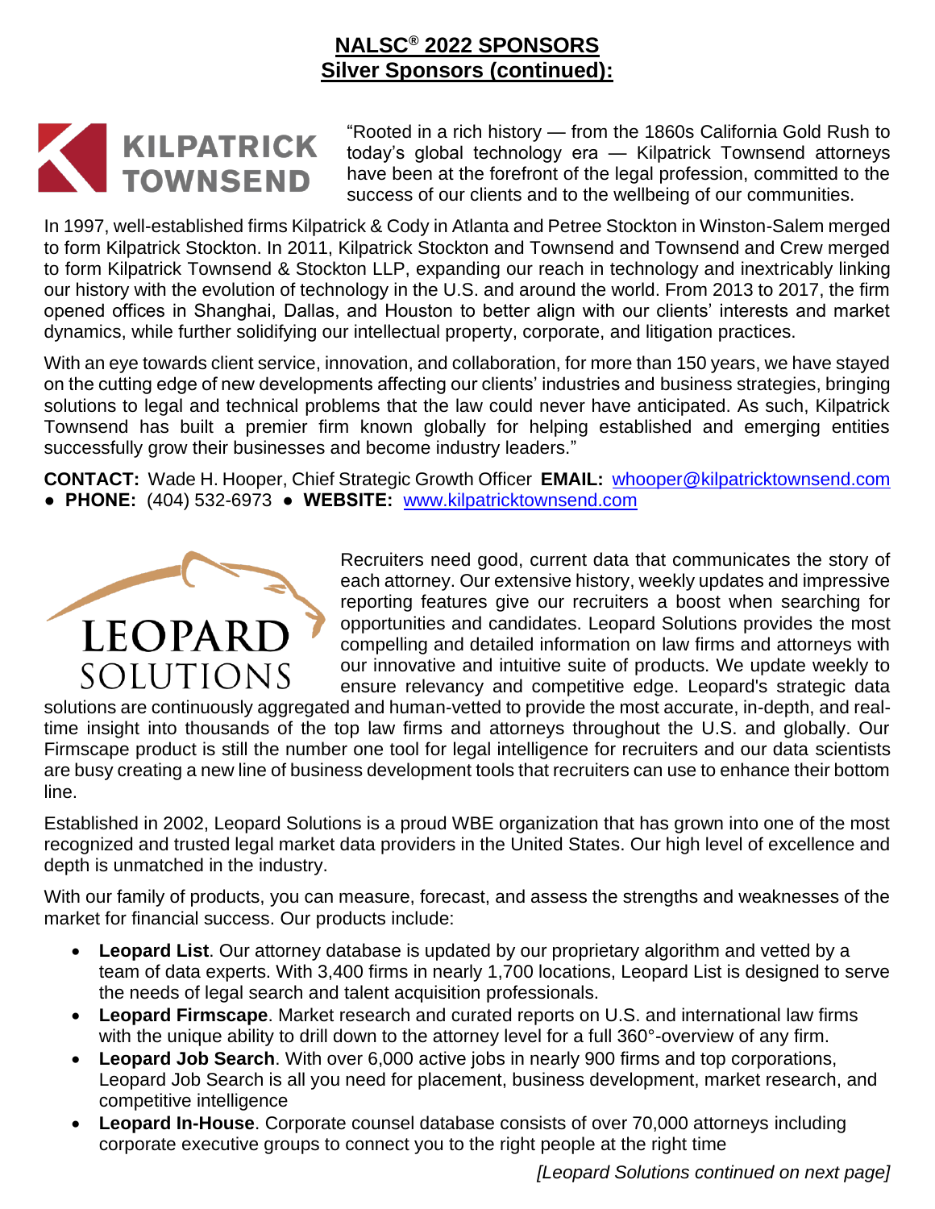## NALSC® 2022 SPONSORS
## Silver Sponsors (continued):

KILPATRICK TOWNSEND

"Rooted in a rich history — from the 1860s California Gold Rush to today's global technology era — Kilpatrick Townsend attorneys have been at the forefront of the legal profession, committed to the success of our clients and to the wellbeing of our communities.

In 1997, well-established firms Kilpatrick & Cody in Atlanta and Petree Stockton in Winston-Salem merged to form Kilpatrick Stockton. In 2011, Kilpatrick Stockton and Townsend and Townsend and Crew merged to form Kilpatrick Townsend & Stockton LLP, expanding our reach in technology and inextricably linking our history with the evolution of technology in the U.S. and around the world. From 2013 to 2017, the firm opened offices in Shanghai, Dallas, and Houston to better align with our clients' interests and market dynamics, while further solidifying our intellectual property, corporate, and litigation practices.

With an eye towards client service, innovation, and collaboration, for more than 150 years, we have stayed on the cutting edge of new developments affecting our clients' industries and business strategies, bringing solutions to legal and technical problems that the law could never have anticipated. As such, Kilpatrick Townsend has built a premier firm known globally for helping established and emerging entities successfully grow their businesses and become industry leaders."

**CONTACT:** Wade H. Hooper, Chief Strategic Growth Officer **EMAIL:** whooper@kilpatricktownsend.com ● **PHONE:** (404) 532-6973 ● **WEBSITE:** www.kilpatricktownsend.com

LEOPARD SOLUTIONS

Recruiters need good, current data that communicates the story of each attorney. Our extensive history, weekly updates and impressive reporting features give our recruiters a boost when searching for opportunities and candidates. Leopard Solutions provides the most compelling and detailed information on law firms and attorneys with our innovative and intuitive suite of products. We update weekly to ensure relevancy and competitive edge. Leopard's strategic data solutions are continuously aggregated and human-vetted to provide the most accurate, in-depth, and real-time insight into thousands of the top law firms and attorneys throughout the U.S. and globally. Our Firmscape product is still the number one tool for legal intelligence for recruiters and our data scientists are busy creating a new line of business development tools that recruiters can use to enhance their bottom line.

Established in 2002, Leopard Solutions is a proud WBE organization that has grown into one of the most recognized and trusted legal market data providers in the United States. Our high level of excellence and depth is unmatched in the industry.

With our family of products, you can measure, forecast, and assess the strengths and weaknesses of the market for financial success. Our products include:

- **Leopard List**. Our attorney database is updated by our proprietary algorithm and vetted by a team of data experts. With 3,400 firms in nearly 1,700 locations, Leopard List is designed to serve the needs of legal search and talent acquisition professionals.
- **Leopard Firmscape**. Market research and curated reports on U.S. and international law firms with the unique ability to drill down to the attorney level for a full 360°-overview of any firm.
- **Leopard Job Search**. With over 6,000 active jobs in nearly 900 firms and top corporations, Leopard Job Search is all you need for placement, business development, market research, and competitive intelligence
- **Leopard In-House**. Corporate counsel database consists of over 70,000 attorneys including corporate executive groups to connect you to the right people at the right time

*[Leopard Solutions continued on next page]*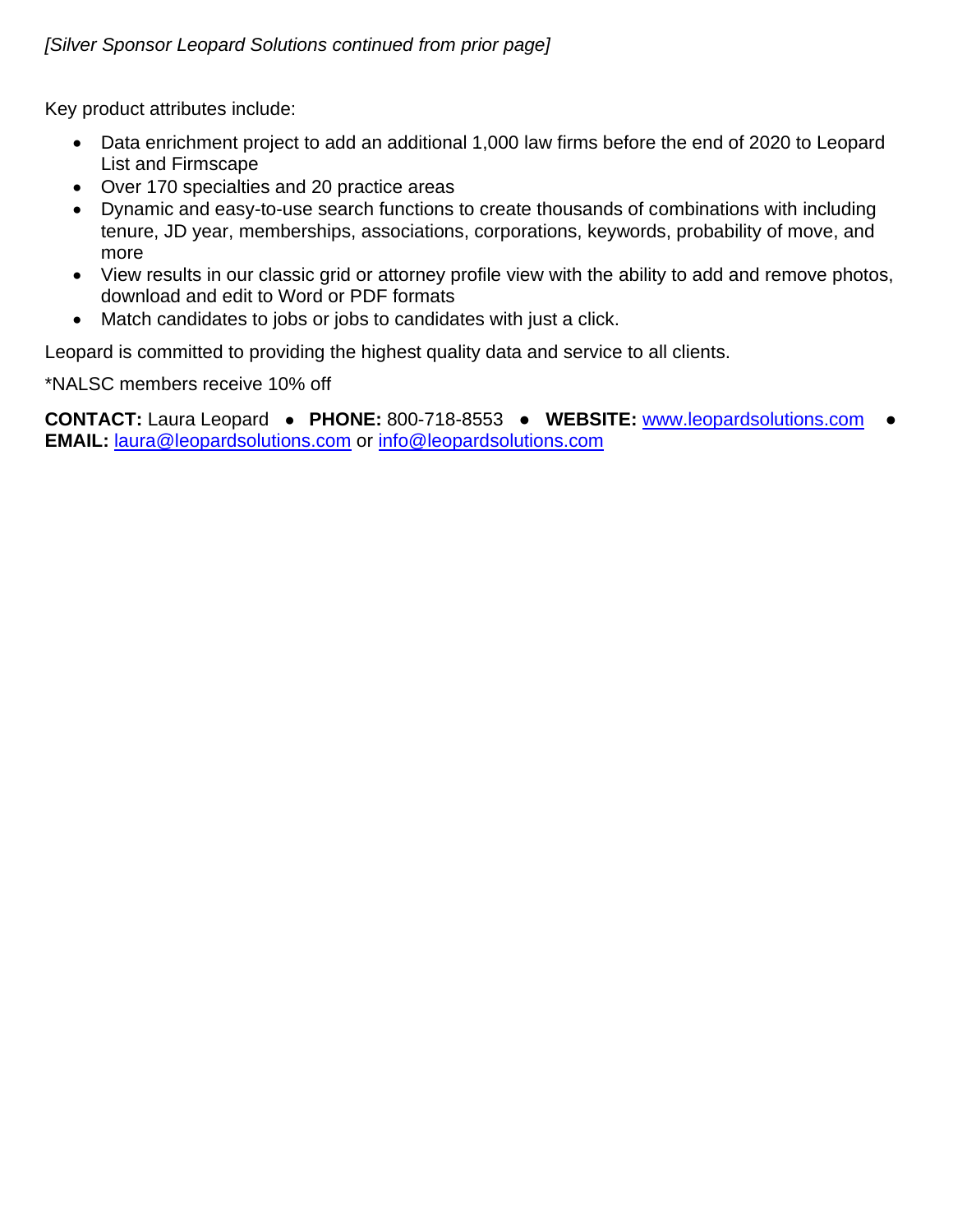*[Silver Sponsor Leopard Solutions continued from prior page]*

Key product attributes include:

- Data enrichment project to add an additional 1,000 law firms before the end of 2020 to Leopard List and Firmscape
- Over 170 specialties and 20 practice areas
- Dynamic and easy-to-use search functions to create thousands of combinations with including tenure, JD year, memberships, associations, corporations, keywords, probability of move, and more
- View results in our classic grid or attorney profile view with the ability to add and remove photos, download and edit to Word or PDF formats
- Match candidates to jobs or jobs to candidates with just a click.

Leopard is committed to providing the highest quality data and service to all clients.

*NALSC members receive 10% off

**CONTACT:** Laura Leopard ● **PHONE:** 800-718-8553 ● **WEBSITE:** www.leopardsolutions.com ● **EMAIL:** laura@leopardsolutions.com or info@leopardsolutions.com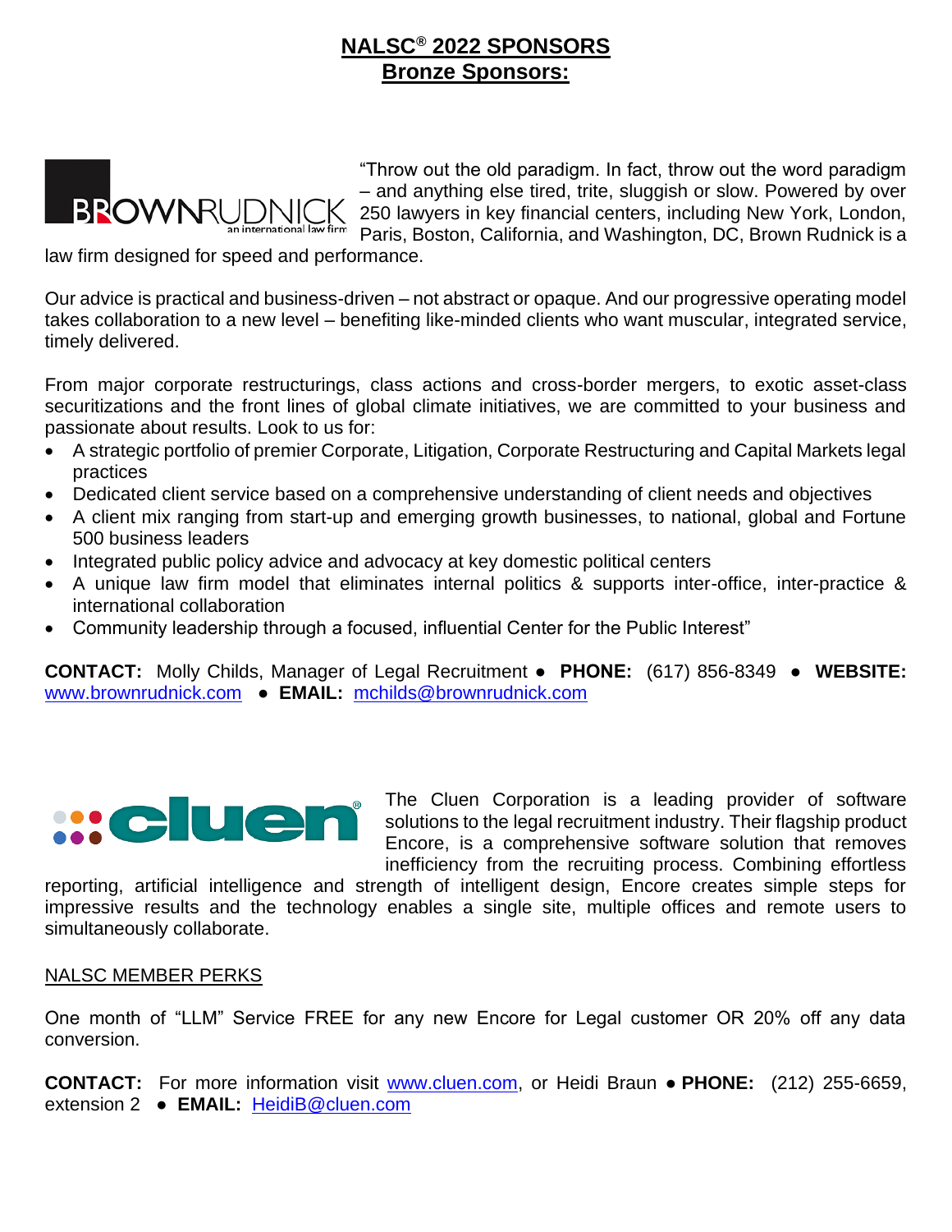# NALSC® 2022 SPONSORS
## Bronze Sponsors:

"Throw out the old paradigm. In fact, throw out the word paradigm – and anything else tired, trite, sluggish or slow. Powered by over 250 lawyers in key financial centers, including New York, London, Paris, Boston, California, and Washington, DC, Brown Rudnick is a law firm designed for speed and performance.

Our advice is practical and business-driven – not abstract or opaque. And our progressive operating model takes collaboration to a new level – benefiting like-minded clients who want muscular, integrated service, timely delivered.

From major corporate restructurings, class actions and cross-border mergers, to exotic asset-class securitizations and the front lines of global climate initiatives, we are committed to your business and passionate about results. Look to us for:

- A strategic portfolio of premier Corporate, Litigation, Corporate Restructuring and Capital Markets legal practices
- Dedicated client service based on a comprehensive understanding of client needs and objectives
- A client mix ranging from start-up and emerging growth businesses, to national, global and Fortune 500 business leaders
- Integrated public policy advice and advocacy at key domestic political centers
- A unique law firm model that eliminates internal politics & supports inter-office, inter-practice & international collaboration
- Community leadership through a focused, influential Center for the Public Interest"

**CONTACT:** Molly Childs, Manager of Legal Recruitment ● **PHONE:** (617) 856-8349 ● **WEBSITE:** www.brownrudnick.com ● **EMAIL:** mchilds@brownrudnick.com

The Cluen Corporation is a leading provider of software solutions to the legal recruitment industry. Their flagship product Encore, is a comprehensive software solution that removes inefficiency from the recruiting process. Combining effortless reporting, artificial intelligence and strength of intelligent design, Encore creates simple steps for impressive results and the technology enables a single site, multiple offices and remote users to simultaneously collaborate.

NALSC MEMBER PERKS

One month of "LLM" Service FREE for any new Encore for Legal customer OR 20% off any data conversion.

**CONTACT:** For more information visit www.cluen.com, or Heidi Braun ● **PHONE:** (212) 255-6659, extension 2 ● **EMAIL:** HeidiB@cluen.com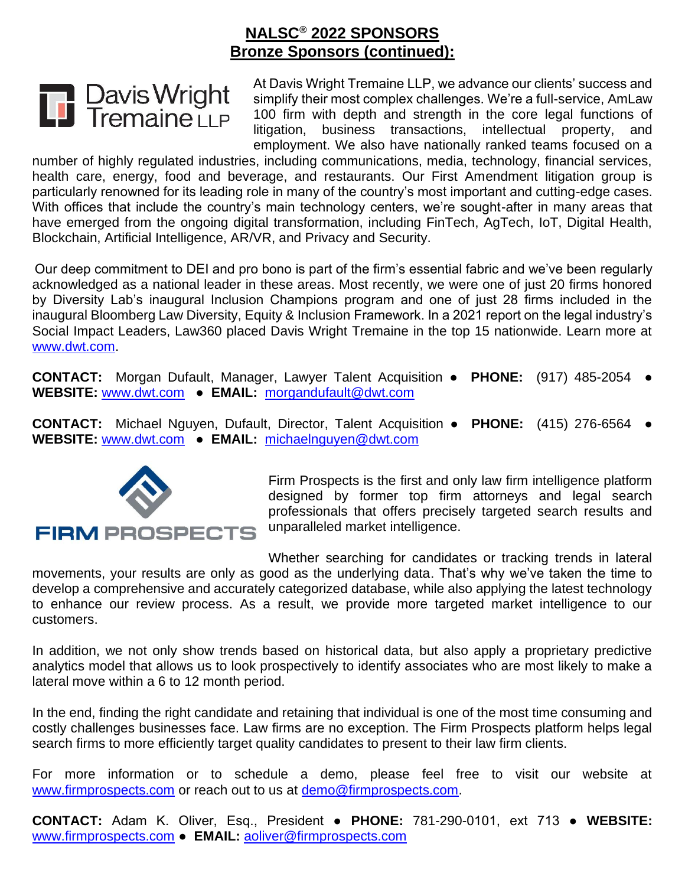# NALSC® 2022 SPONSORS
## Bronze Sponsors (continued):

Davis Wright Tremaine LLP

At Davis Wright Tremaine LLP, we advance our clients' success and simplify their most complex challenges. We're a full-service, AmLaw 100 firm with depth and strength in the core legal functions of litigation, business transactions, intellectual property, and employment. We also have nationally ranked teams focused on a number of highly regulated industries, including communications, media, technology, financial services, health care, energy, food and beverage, and restaurants. Our First Amendment litigation group is particularly renowned for its leading role in many of the country's most important and cutting-edge cases. With offices that include the country's main technology centers, we're sought-after in many areas that have emerged from the ongoing digital transformation, including FinTech, AgTech, IoT, Digital Health, Blockchain, Artificial Intelligence, AR/VR, and Privacy and Security.

Our deep commitment to DEI and pro bono is part of the firm's essential fabric and we've been regularly acknowledged as a national leader in these areas. Most recently, we were one of just 20 firms honored by Diversity Lab's inaugural Inclusion Champions program and one of just 28 firms included in the inaugural Bloomberg Law Diversity, Equity & Inclusion Framework. In a 2021 report on the legal industry's Social Impact Leaders, Law360 placed Davis Wright Tremaine in the top 15 nationwide. Learn more at www.dwt.com.

**CONTACT:** Morgan Dufault, Manager, Lawyer Talent Acquisition ● **PHONE:** (917) 485-2054 ● **WEBSITE:** www.dwt.com ● **EMAIL:** morgandufault@dwt.com

**CONTACT:** Michael Nguyen, Dufault, Director, Talent Acquisition ● **PHONE:** (415) 276-6564 ● **WEBSITE:** www.dwt.com ● **EMAIL:** michaelnguyen@dwt.com

FIRM PROSPECTS

Firm Prospects is the first and only law firm intelligence platform designed by former top firm attorneys and legal search professionals that offers precisely targeted search results and unparalleled market intelligence.

Whether searching for candidates or tracking trends in lateral movements, your results are only as good as the underlying data. That's why we've taken the time to develop a comprehensive and accurately categorized database, while also applying the latest technology to enhance our review process. As a result, we provide more targeted market intelligence to our customers.

In addition, we not only show trends based on historical data, but also apply a proprietary predictive analytics model that allows us to look prospectively to identify associates who are most likely to make a lateral move within a 6 to 12 month period.

In the end, finding the right candidate and retaining that individual is one of the most time consuming and costly challenges businesses face. Law firms are no exception. The Firm Prospects platform helps legal search firms to more efficiently target quality candidates to present to their law firm clients.

For more information or to schedule a demo, please feel free to visit our website at www.firmprospects.com or reach out to us at demo@firmprospects.com.

**CONTACT:** Adam K. Oliver, Esq., President ● **PHONE:** 781-290-0101, ext 713 ● **WEBSITE:** www.firmprospects.com ● **EMAIL:** aoliver@firmprospects.com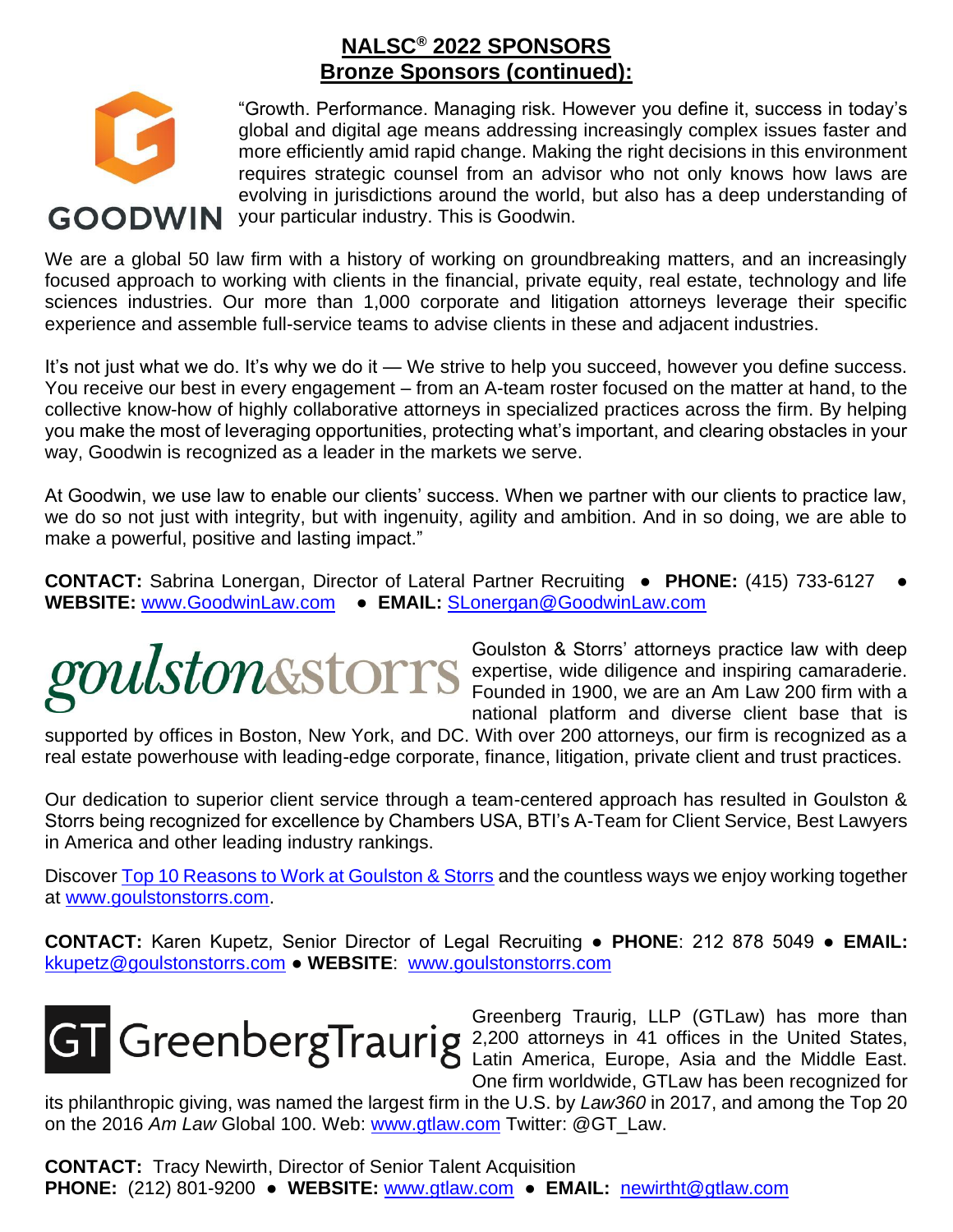## NALSC® 2022 SPONSORS
## Bronze Sponsors (continued):

GOODWIN

"Growth. Performance. Managing risk. However you define it, success in today's global and digital age means addressing increasingly complex issues faster and more efficiently amid rapid change. Making the right decisions in this environment requires strategic counsel from an advisor who not only knows how laws are evolving in jurisdictions around the world, but also has a deep understanding of your particular industry. This is Goodwin.

We are a global 50 law firm with a history of working on groundbreaking matters, and an increasingly focused approach to working with clients in the financial, private equity, real estate, technology and life sciences industries. Our more than 1,000 corporate and litigation attorneys leverage their specific experience and assemble full-service teams to advise clients in these and adjacent industries.

It's not just what we do. It's why we do it — We strive to help you succeed, however you define success. You receive our best in every engagement – from an A-team roster focused on the matter at hand, to the collective know-how of highly collaborative attorneys in specialized practices across the firm. By helping you make the most of leveraging opportunities, protecting what's important, and clearing obstacles in your way, Goodwin is recognized as a leader in the markets we serve.

At Goodwin, we use law to enable our clients' success. When we partner with our clients to practice law, we do so not just with integrity, but with ingenuity, agility and ambition. And in so doing, we are able to make a powerful, positive and lasting impact."

**CONTACT:** Sabrina Lonergan, Director of Lateral Partner Recruiting ● **PHONE:** (415) 733-6127 ● **WEBSITE:** www.GoodwinLaw.com ● **EMAIL:** SLonergan@GoodwinLaw.com

goulston&storrs

Goulston & Storrs' attorneys practice law with deep expertise, wide diligence and inspiring camaraderie. Founded in 1900, we are an Am Law 200 firm with a national platform and diverse client base that is supported by offices in Boston, New York, and DC. With over 200 attorneys, our firm is recognized as a real estate powerhouse with leading-edge corporate, finance, litigation, private client and trust practices.

Our dedication to superior client service through a team-centered approach has resulted in Goulston & Storrs being recognized for excellence by Chambers USA, BTI's A-Team for Client Service, Best Lawyers in America and other leading industry rankings.

Discover Top 10 Reasons to Work at Goulston & Storrs and the countless ways we enjoy working together at www.goulstonstorrs.com.

**CONTACT:** Karen Kupetz, Senior Director of Legal Recruiting ● **PHONE**: 212 878 5049 ● **EMAIL:** kkupetz@goulstonstorrs.com ● **WEBSITE**: www.goulstonstorrs.com

GT GreenbergTraurig

Greenberg Traurig, LLP (GTLaw) has more than 2,200 attorneys in 41 offices in the United States, Latin America, Europe, Asia and the Middle East. One firm worldwide, GTLaw has been recognized for its philanthropic giving, was named the largest firm in the U.S. by *Law360* in 2017, and among the Top 20 on the 2016 *Am Law* Global 100. Web: www.gtlaw.com Twitter: @GT_Law.

**CONTACT:** Tracy Newirth, Director of Senior Talent Acquisition
**PHONE:** (212) 801-9200 ● **WEBSITE:** www.gtlaw.com ● **EMAIL:** newirtht@gtlaw.com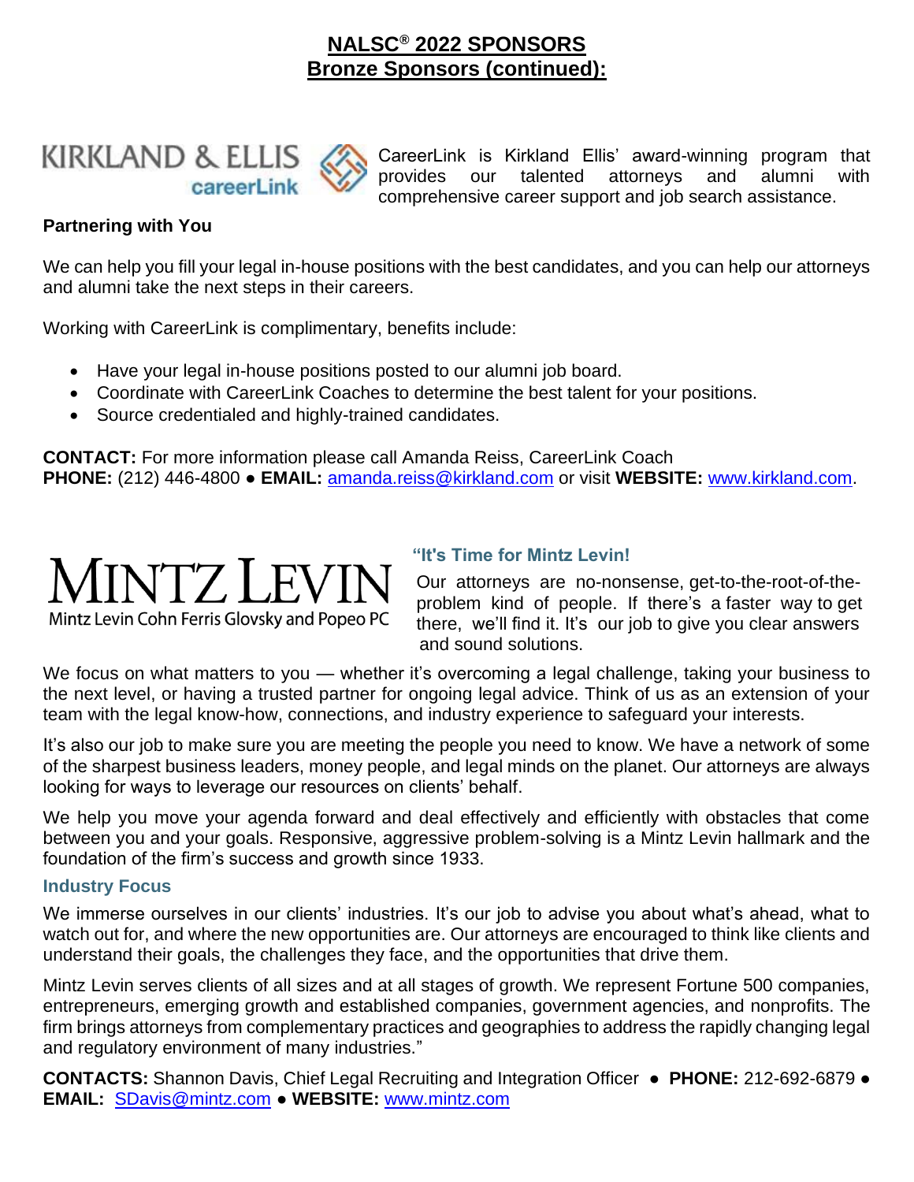# NALSC® 2022 SPONSORS
## Bronze Sponsors (continued):

KIRKLAND & ELLIS careerLink

CareerLink is Kirkland Ellis' award-winning program that provides our talented attorneys and alumni with comprehensive career support and job search assistance.

**Partnering with You**

We can help you fill your legal in-house positions with the best candidates, and you can help our attorneys and alumni take the next steps in their careers.

Working with CareerLink is complimentary, benefits include:

- Have your legal in-house positions posted to our alumni job board.
- Coordinate with CareerLink Coaches to determine the best talent for your positions.
- Source credentialed and highly-trained candidates.

**CONTACT:** For more information please call Amanda Reiss, CareerLink Coach
**PHONE:** (212) 446-4800 ● **EMAIL:** amanda.reiss@kirkland.com or visit **WEBSITE:** www.kirkland.com.

MINTZ LEVIN
Mintz Levin Cohn Ferris Glovsky and Popeo PC

**"It's Time for Mintz Levin!**

Our attorneys are no-nonsense, get-to-the-root-of-the-problem kind of people. If there's a faster way to get there, we'll find it. It's our job to give you clear answers and sound solutions.

We focus on what matters to you — whether it's overcoming a legal challenge, taking your business to the next level, or having a trusted partner for ongoing legal advice. Think of us as an extension of your team with the legal know-how, connections, and industry experience to safeguard your interests.

It's also our job to make sure you are meeting the people you need to know. We have a network of some of the sharpest business leaders, money people, and legal minds on the planet. Our attorneys are always looking for ways to leverage our resources on clients' behalf.

We help you move your agenda forward and deal effectively and efficiently with obstacles that come between you and your goals. Responsive, aggressive problem-solving is a Mintz Levin hallmark and the foundation of the firm's success and growth since 1933.

**Industry Focus**

We immerse ourselves in our clients' industries. It's our job to advise you about what's ahead, what to watch out for, and where the new opportunities are. Our attorneys are encouraged to think like clients and understand their goals, the challenges they face, and the opportunities that drive them.

Mintz Levin serves clients of all sizes and at all stages of growth. We represent Fortune 500 companies, entrepreneurs, emerging growth and established companies, government agencies, and nonprofits. The firm brings attorneys from complementary practices and geographies to address the rapidly changing legal and regulatory environment of many industries."

**CONTACTS:** Shannon Davis, Chief Legal Recruiting and Integration Officer ● **PHONE:** 212-692-6879 ● **EMAIL:** SDavis@mintz.com ● **WEBSITE:** www.mintz.com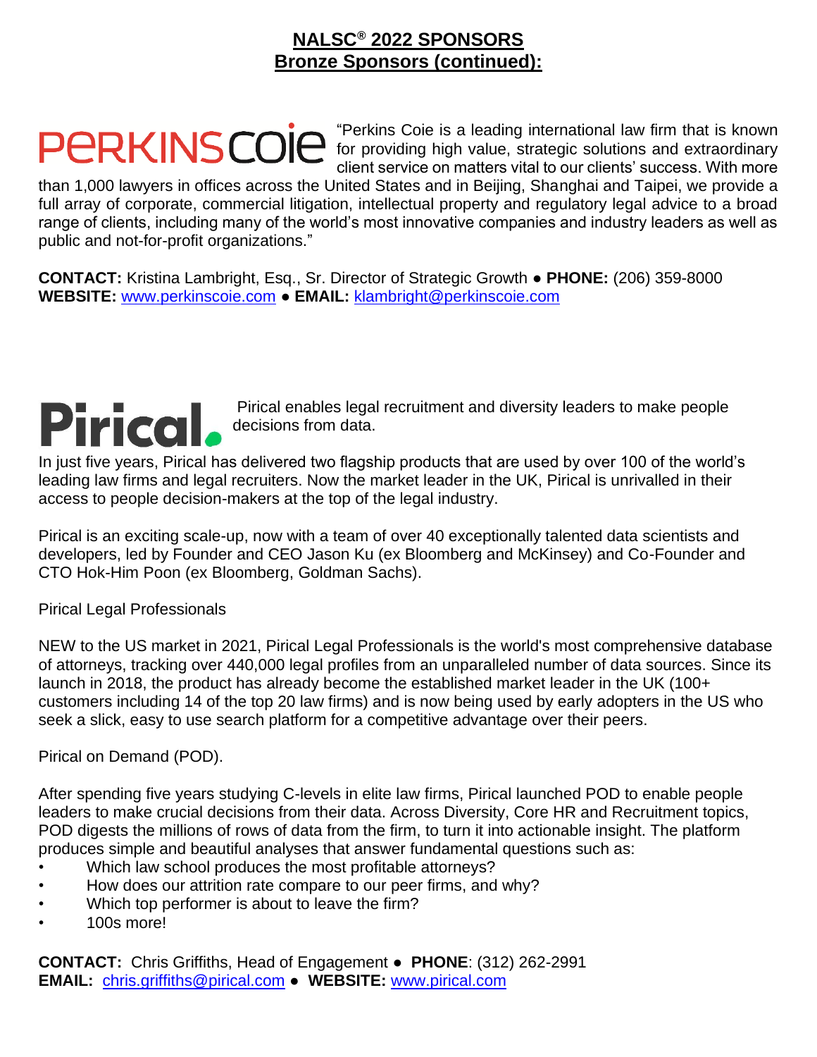## NALSC® 2022 SPONSORS
## Bronze Sponsors (continued):

PERKINSCOIE

"Perkins Coie is a leading international law firm that is known for providing high value, strategic solutions and extraordinary client service on matters vital to our clients' success. With more than 1,000 lawyers in offices across the United States and in Beijing, Shanghai and Taipei, we provide a full array of corporate, commercial litigation, intellectual property and regulatory legal advice to a broad range of clients, including many of the world's most innovative companies and industry leaders as well as public and not-for-profit organizations."

**CONTACT:** Kristina Lambright, Esq., Sr. Director of Strategic Growth ● **PHONE:** (206) 359-8000
**WEBSITE:** www.perkinscoie.com ● **EMAIL:** klambright@perkinscoie.com

Pirical.

Pirical enables legal recruitment and diversity leaders to make people decisions from data.

In just five years, Pirical has delivered two flagship products that are used by over 100 of the world's leading law firms and legal recruiters. Now the market leader in the UK, Pirical is unrivalled in their access to people decision-makers at the top of the legal industry.

Pirical is an exciting scale-up, now with a team of over 40 exceptionally talented data scientists and developers, led by Founder and CEO Jason Ku (ex Bloomberg and McKinsey) and Co-Founder and CTO Hok-Him Poon (ex Bloomberg, Goldman Sachs).

Pirical Legal Professionals

NEW to the US market in 2021, Pirical Legal Professionals is the world's most comprehensive database of attorneys, tracking over 440,000 legal profiles from an unparalleled number of data sources. Since its launch in 2018, the product has already become the established market leader in the UK (100+ customers including 14 of the top 20 law firms) and is now being used by early adopters in the US who seek a slick, easy to use search platform for a competitive advantage over their peers.

Pirical on Demand (POD).

After spending five years studying C-levels in elite law firms, Pirical launched POD to enable people leaders to make crucial decisions from their data. Across Diversity, Core HR and Recruitment topics, POD digests the millions of rows of data from the firm, to turn it into actionable insight. The platform produces simple and beautiful analyses that answer fundamental questions such as:

- Which law school produces the most profitable attorneys?
- How does our attrition rate compare to our peer firms, and why?
- Which top performer is about to leave the firm?
- 100s more!

**CONTACT:** Chris Griffiths, Head of Engagement ● **PHONE**: (312) 262-2991
**EMAIL:** chris.griffiths@pirical.com ● **WEBSITE:** www.pirical.com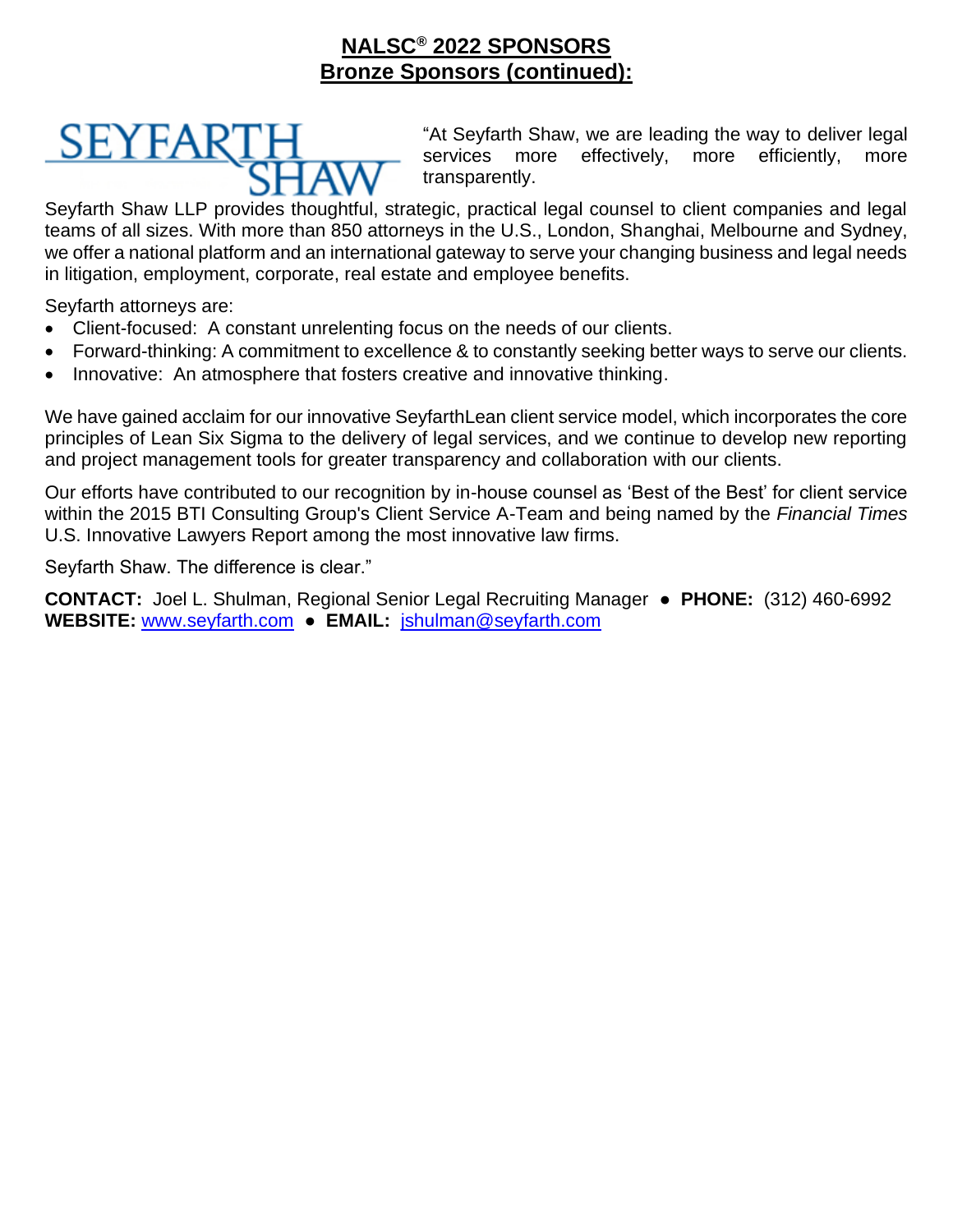# NALSC® 2022 SPONSORS
## Bronze Sponsors (continued):

SEYFARTH SHAW

"At Seyfarth Shaw, we are leading the way to deliver legal services more effectively, more efficiently, more transparently.

Seyfarth Shaw LLP provides thoughtful, strategic, practical legal counsel to client companies and legal teams of all sizes. With more than 850 attorneys in the U.S., London, Shanghai, Melbourne and Sydney, we offer a national platform and an international gateway to serve your changing business and legal needs in litigation, employment, corporate, real estate and employee benefits.

Seyfarth attorneys are:

- Client-focused: A constant unrelenting focus on the needs of our clients.
- Forward-thinking: A commitment to excellence & to constantly seeking better ways to serve our clients.
- Innovative: An atmosphere that fosters creative and innovative thinking.

We have gained acclaim for our innovative SeyfarthLean client service model, which incorporates the core principles of Lean Six Sigma to the delivery of legal services, and we continue to develop new reporting and project management tools for greater transparency and collaboration with our clients.

Our efforts have contributed to our recognition by in-house counsel as 'Best of the Best' for client service within the 2015 BTI Consulting Group's Client Service A-Team and being named by the *Financial Times* U.S. Innovative Lawyers Report among the most innovative law firms.

Seyfarth Shaw. The difference is clear."

**CONTACT:** Joel L. Shulman, Regional Senior Legal Recruiting Manager ● **PHONE:** (312) 460-6992
**WEBSITE:** www.seyfarth.com ● **EMAIL:** jshulman@seyfarth.com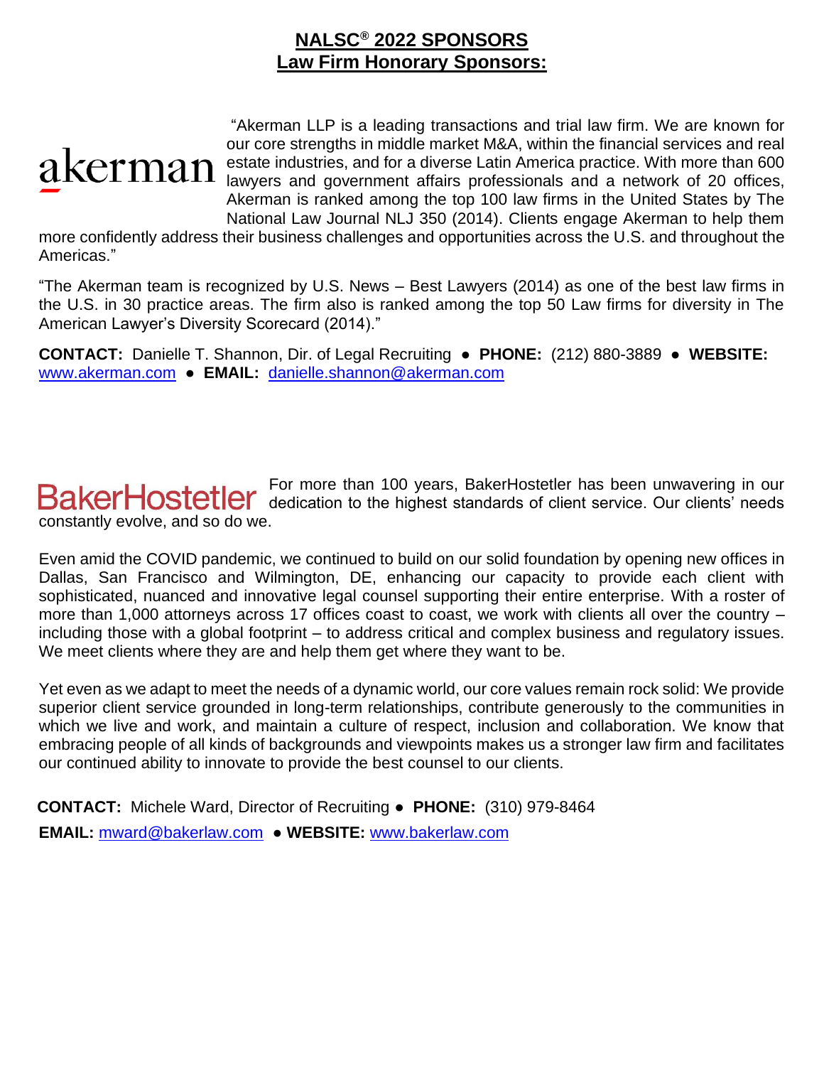# NALSC® 2022 SPONSORS
## Law Firm Honorary Sponsors:

akerman

"Akerman LLP is a leading transactions and trial law firm. We are known for our core strengths in middle market M&A, within the financial services and real estate industries, and for a diverse Latin America practice. With more than 600 lawyers and government affairs professionals and a network of 20 offices, Akerman is ranked among the top 100 law firms in the United States by The National Law Journal NLJ 350 (2014). Clients engage Akerman to help them more confidently address their business challenges and opportunities across the U.S. and throughout the Americas."

"The Akerman team is recognized by U.S. News – Best Lawyers (2014) as one of the best law firms in the U.S. in 30 practice areas. The firm also is ranked among the top 50 Law firms for diversity in The American Lawyer's Diversity Scorecard (2014)."

**CONTACT:** Danielle T. Shannon, Dir. of Legal Recruiting ● **PHONE:** (212) 880-3889 ● **WEBSITE:** www.akerman.com ● **EMAIL:** danielle.shannon@akerman.com

BakerHostetler

For more than 100 years, BakerHostetler has been unwavering in our dedication to the highest standards of client service. Our clients' needs constantly evolve, and so do we.

Even amid the COVID pandemic, we continued to build on our solid foundation by opening new offices in Dallas, San Francisco and Wilmington, DE, enhancing our capacity to provide each client with sophisticated, nuanced and innovative legal counsel supporting their entire enterprise. With a roster of more than 1,000 attorneys across 17 offices coast to coast, we work with clients all over the country – including those with a global footprint – to address critical and complex business and regulatory issues. We meet clients where they are and help them get where they want to be.

Yet even as we adapt to meet the needs of a dynamic world, our core values remain rock solid: We provide superior client service grounded in long-term relationships, contribute generously to the communities in which we live and work, and maintain a culture of respect, inclusion and collaboration. We know that embracing people of all kinds of backgrounds and viewpoints makes us a stronger law firm and facilitates our continued ability to innovate to provide the best counsel to our clients.

**CONTACT:** Michele Ward, Director of Recruiting ● **PHONE:** (310) 979-8464

**EMAIL:** mward@bakerlaw.com ● **WEBSITE:** www.bakerlaw.com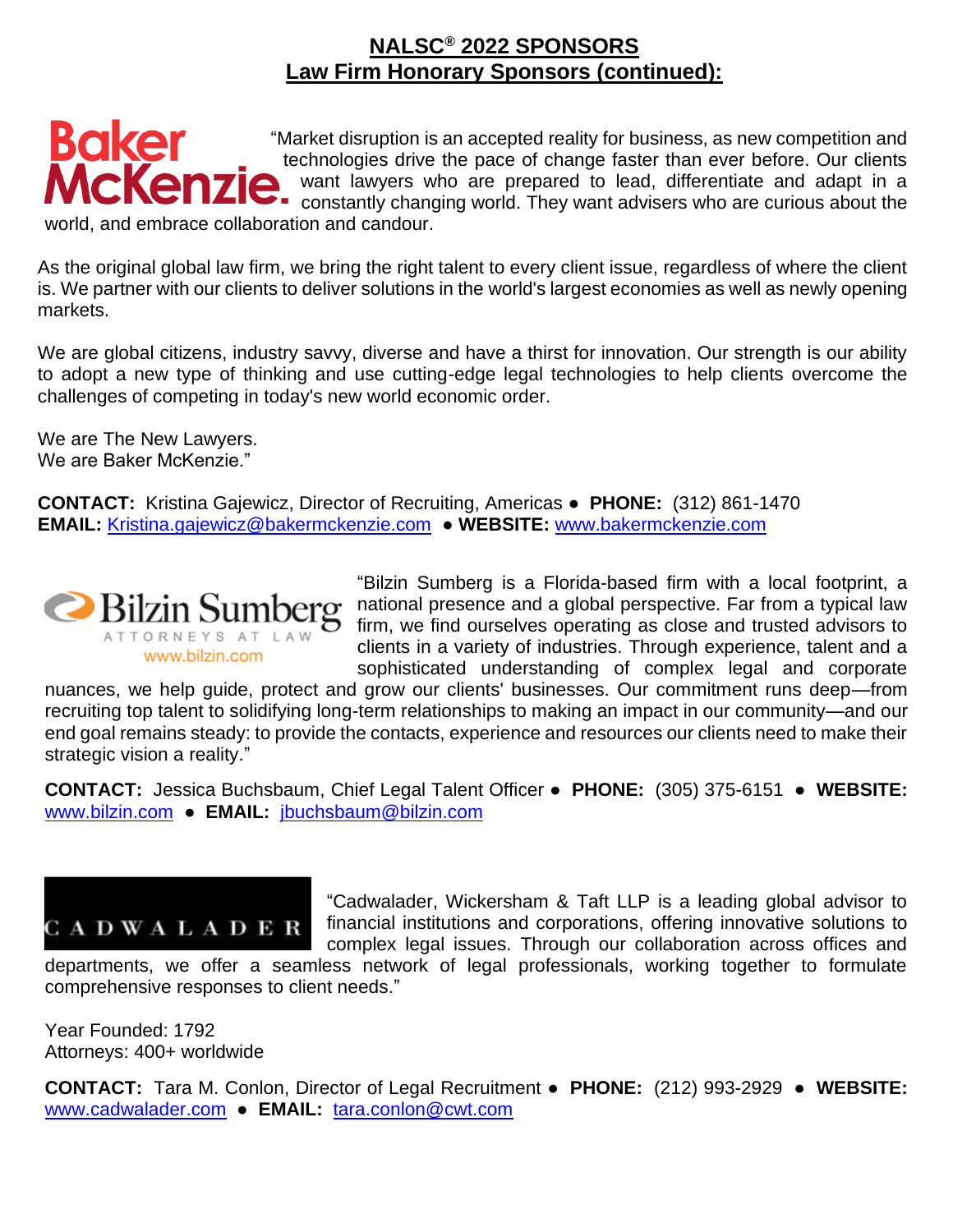## NALSC® 2022 SPONSORS

## Law Firm Honorary Sponsors (continued):

Baker McKenzie.

"Market disruption is an accepted reality for business, as new competition and technologies drive the pace of change faster than ever before. Our clients want lawyers who are prepared to lead, differentiate and adapt in a constantly changing world. They want advisers who are curious about the world, and embrace collaboration and candour.

As the original global law firm, we bring the right talent to every client issue, regardless of where the client is. We partner with our clients to deliver solutions in the world's largest economies as well as newly opening markets.

We are global citizens, industry savvy, diverse and have a thirst for innovation. Our strength is our ability to adopt a new type of thinking and use cutting-edge legal technologies to help clients overcome the challenges of competing in today's new world economic order.

We are The New Lawyers.
We are Baker McKenzie."

**CONTACT:** Kristina Gajewicz, Director of Recruiting, Americas ● **PHONE:** (312) 861-1470
**EMAIL:** Kristina.gajewicz@bakermckenzie.com ● **WEBSITE:** www.bakermckenzie.com

Bilzin Sumberg
ATTORNEYS AT LAW
www.bilzin.com

"Bilzin Sumberg is a Florida-based firm with a local footprint, a national presence and a global perspective. Far from a typical law firm, we find ourselves operating as close and trusted advisors to clients in a variety of industries. Through experience, talent and a sophisticated understanding of complex legal and corporate nuances, we help guide, protect and grow our clients' businesses. Our commitment runs deep—from recruiting top talent to solidifying long-term relationships to making an impact in our community—and our end goal remains steady: to provide the contacts, experience and resources our clients need to make their strategic vision a reality."

**CONTACT:** Jessica Buchsbaum, Chief Legal Talent Officer ● **PHONE:** (305) 375-6151 ● **WEBSITE:** www.bilzin.com ● **EMAIL:** jbuchsbaum@bilzin.com

CADWALADER

"Cadwalader, Wickersham & Taft LLP is a leading global advisor to financial institutions and corporations, offering innovative solutions to complex legal issues. Through our collaboration across offices and departments, we offer a seamless network of legal professionals, working together to formulate comprehensive responses to client needs."

Year Founded: 1792
Attorneys: 400+ worldwide

**CONTACT:** Tara M. Conlon, Director of Legal Recruitment ● **PHONE:** (212) 993-2929 ● **WEBSITE:** www.cadwalader.com ● **EMAIL:** tara.conlon@cwt.com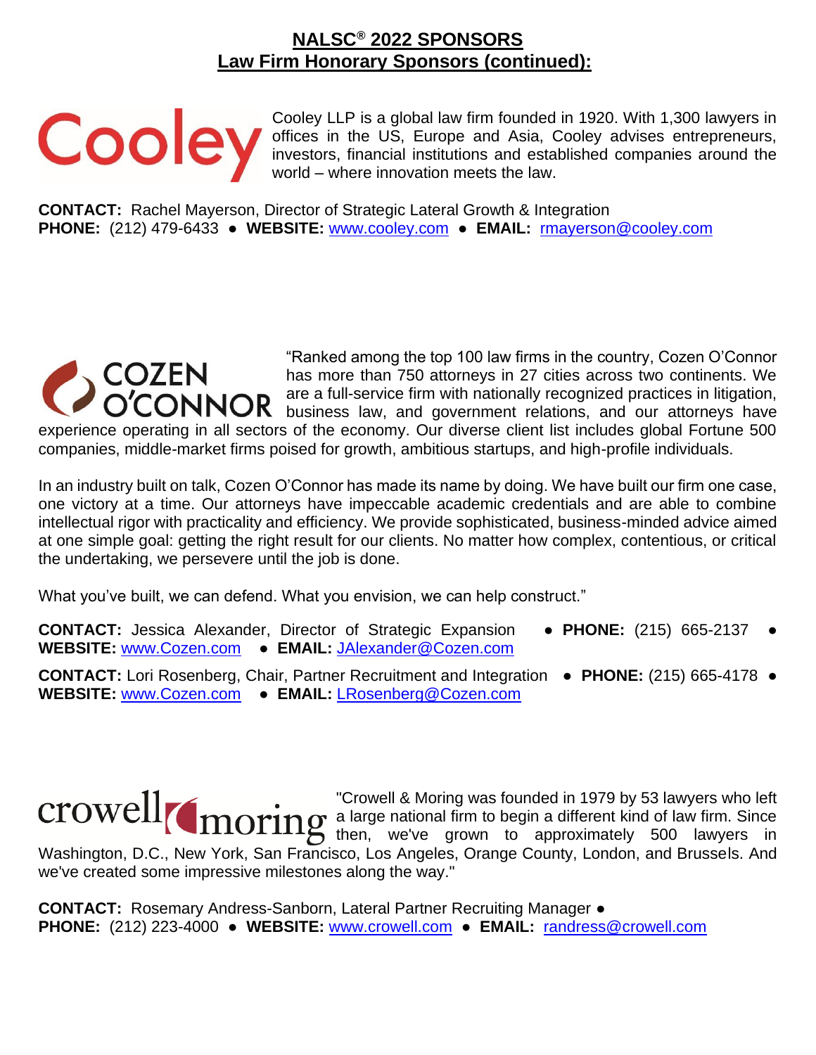# NALSC® 2022 SPONSORS
## Law Firm Honorary Sponsors (continued):

Cooley LLP is a global law firm founded in 1920. With 1,300 lawyers in offices in the US, Europe and Asia, Cooley advises entrepreneurs, investors, financial institutions and established companies around the world – where innovation meets the law.

**CONTACT:** Rachel Mayerson, Director of Strategic Lateral Growth & Integration
**PHONE:** (212) 479-6433 ● **WEBSITE:** www.cooley.com ● **EMAIL:** rmayerson@cooley.com

"Ranked among the top 100 law firms in the country, Cozen O'Connor has more than 750 attorneys in 27 cities across two continents. We are a full-service firm with nationally recognized practices in litigation, business law, and government relations, and our attorneys have experience operating in all sectors of the economy. Our diverse client list includes global Fortune 500 companies, middle-market firms poised for growth, ambitious startups, and high-profile individuals.

In an industry built on talk, Cozen O'Connor has made its name by doing. We have built our firm one case, one victory at a time. Our attorneys have impeccable academic credentials and are able to combine intellectual rigor with practicality and efficiency. We provide sophisticated, business-minded advice aimed at one simple goal: getting the right result for our clients. No matter how complex, contentious, or critical the undertaking, we persevere until the job is done.

What you've built, we can defend. What you envision, we can help construct."

**CONTACT:** Jessica Alexander, Director of Strategic Expansion ● **PHONE:** (215) 665-2137 ● **WEBSITE:** www.Cozen.com ● **EMAIL:** JAlexander@Cozen.com

**CONTACT:** Lori Rosenberg, Chair, Partner Recruitment and Integration ● **PHONE:** (215) 665-4178 ● **WEBSITE:** www.Cozen.com ● **EMAIL:** LRosenberg@Cozen.com

"Crowell & Moring was founded in 1979 by 53 lawyers who left a large national firm to begin a different kind of law firm. Since then, we've grown to approximately 500 lawyers in Washington, D.C., New York, San Francisco, Los Angeles, Orange County, London, and Brussels. And we've created some impressive milestones along the way."

**CONTACT:** Rosemary Andress-Sanborn, Lateral Partner Recruiting Manager ●
**PHONE:** (212) 223-4000 ● **WEBSITE:** www.crowell.com ● **EMAIL:** randress@crowell.com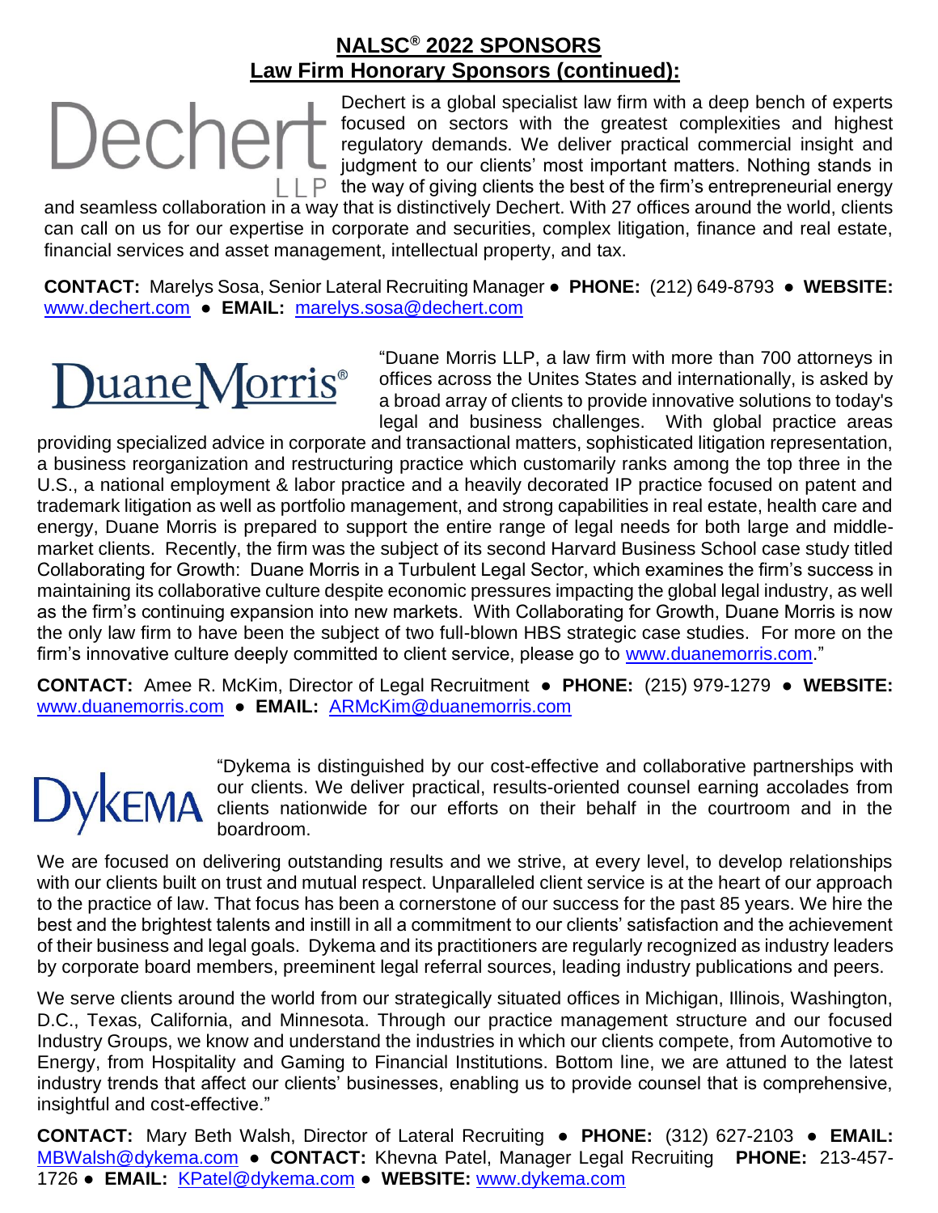## NALSC® 2022 SPONSORS
## Law Firm Honorary Sponsors (continued):

Dechert is a global specialist law firm with a deep bench of experts focused on sectors with the greatest complexities and highest regulatory demands. We deliver practical commercial insight and judgment to our clients' most important matters. Nothing stands in the way of giving clients the best of the firm's entrepreneurial energy and seamless collaboration in a way that is distinctively Dechert. With 27 offices around the world, clients can call on us for our expertise in corporate and securities, complex litigation, finance and real estate, financial services and asset management, intellectual property, and tax.

**CONTACT:** Marelys Sosa, Senior Lateral Recruiting Manager ● **PHONE:** (212) 649-8793 ● **WEBSITE:** www.dechert.com ● **EMAIL:** marelys.sosa@dechert.com

"Duane Morris LLP, a law firm with more than 700 attorneys in offices across the Unites States and internationally, is asked by a broad array of clients to provide innovative solutions to today's legal and business challenges. With global practice areas providing specialized advice in corporate and transactional matters, sophisticated litigation representation, a business reorganization and restructuring practice which customarily ranks among the top three in the U.S., a national employment & labor practice and a heavily decorated IP practice focused on patent and trademark litigation as well as portfolio management, and strong capabilities in real estate, health care and energy, Duane Morris is prepared to support the entire range of legal needs for both large and middle-market clients. Recently, the firm was the subject of its second Harvard Business School case study titled Collaborating for Growth: Duane Morris in a Turbulent Legal Sector, which examines the firm's success in maintaining its collaborative culture despite economic pressures impacting the global legal industry, as well as the firm's continuing expansion into new markets. With Collaborating for Growth, Duane Morris is now the only law firm to have been the subject of two full-blown HBS strategic case studies. For more on the firm's innovative culture deeply committed to client service, please go to www.duanemorris.com."

**CONTACT:** Amee R. McKim, Director of Legal Recruitment ● **PHONE:** (215) 979-1279 ● **WEBSITE:** www.duanemorris.com ● **EMAIL:** ARMcKim@duanemorris.com

"Dykema is distinguished by our cost-effective and collaborative partnerships with our clients. We deliver practical, results-oriented counsel earning accolades from clients nationwide for our efforts on their behalf in the courtroom and in the boardroom.

We are focused on delivering outstanding results and we strive, at every level, to develop relationships with our clients built on trust and mutual respect. Unparalleled client service is at the heart of our approach to the practice of law. That focus has been a cornerstone of our success for the past 85 years. We hire the best and the brightest talents and instill in all a commitment to our clients' satisfaction and the achievement of their business and legal goals. Dykema and its practitioners are regularly recognized as industry leaders by corporate board members, preeminent legal referral sources, leading industry publications and peers.

We serve clients around the world from our strategically situated offices in Michigan, Illinois, Washington, D.C., Texas, California, and Minnesota. Through our practice management structure and our focused Industry Groups, we know and understand the industries in which our clients compete, from Automotive to Energy, from Hospitality and Gaming to Financial Institutions. Bottom line, we are attuned to the latest industry trends that affect our clients' businesses, enabling us to provide counsel that is comprehensive, insightful and cost-effective."

**CONTACT:** Mary Beth Walsh, Director of Lateral Recruiting ● **PHONE:** (312) 627-2103 ● **EMAIL:** MBWalsh@dykema.com ● **CONTACT:** Khevna Patel, Manager Legal Recruiting **PHONE:** 213-457-1726 ● **EMAIL:** KPatel@dykema.com ● **WEBSITE:** www.dykema.com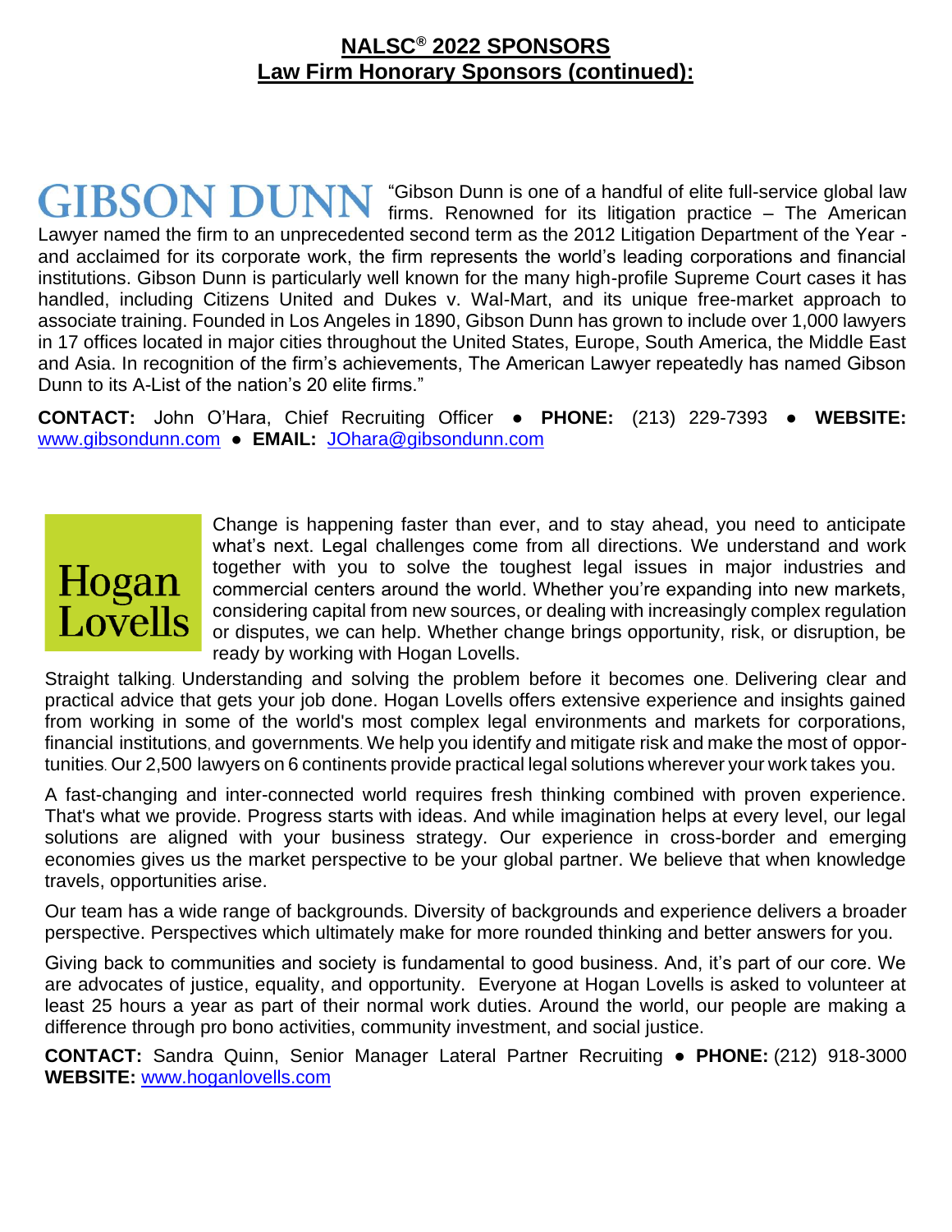# NALSC® 2022 SPONSORS
## Law Firm Honorary Sponsors (continued):

**GIBSON DUNN** "Gibson Dunn is one of a handful of elite full-service global law firms. Renowned for its litigation practice – The American Lawyer named the firm to an unprecedented second term as the 2012 Litigation Department of the Year - and acclaimed for its corporate work, the firm represents the world's leading corporations and financial institutions. Gibson Dunn is particularly well known for the many high-profile Supreme Court cases it has handled, including Citizens United and Dukes v. Wal-Mart, and its unique free-market approach to associate training. Founded in Los Angeles in 1890, Gibson Dunn has grown to include over 1,000 lawyers in 17 offices located in major cities throughout the United States, Europe, South America, the Middle East and Asia. In recognition of the firm's achievements, The American Lawyer repeatedly has named Gibson Dunn to its A-List of the nation's 20 elite firms."

**CONTACT:** John O'Hara, Chief Recruiting Officer ● **PHONE:** (213) 229-7393 ● **WEBSITE:** www.gibsondunn.com ● **EMAIL:** JOhara@gibsondunn.com

**Hogan Lovells**

Change is happening faster than ever, and to stay ahead, you need to anticipate what's next. Legal challenges come from all directions. We understand and work together with you to solve the toughest legal issues in major industries and commercial centers around the world. Whether you're expanding into new markets, considering capital from new sources, or dealing with increasingly complex regulation or disputes, we can help. Whether change brings opportunity, risk, or disruption, be ready by working with Hogan Lovells.

Straight talking. Understanding and solving the problem before it becomes one. Delivering clear and practical advice that gets your job done. Hogan Lovells offers extensive experience and insights gained from working in some of the world's most complex legal environments and markets for corporations, financial institutions, and governments. We help you identify and mitigate risk and make the most of opportunities. Our 2,500 lawyers on 6 continents provide practical legal solutions wherever your work takes you.

A fast-changing and inter-connected world requires fresh thinking combined with proven experience. That's what we provide. Progress starts with ideas. And while imagination helps at every level, our legal solutions are aligned with your business strategy. Our experience in cross-border and emerging economies gives us the market perspective to be your global partner. We believe that when knowledge travels, opportunities arise.

Our team has a wide range of backgrounds. Diversity of backgrounds and experience delivers a broader perspective. Perspectives which ultimately make for more rounded thinking and better answers for you.

Giving back to communities and society is fundamental to good business. And, it's part of our core. We are advocates of justice, equality, and opportunity. Everyone at Hogan Lovells is asked to volunteer at least 25 hours a year as part of their normal work duties. Around the world, our people are making a difference through pro bono activities, community investment, and social justice.

**CONTACT:** Sandra Quinn, Senior Manager Lateral Partner Recruiting ● **PHONE:** (212) 918-3000 **WEBSITE:** www.hoganlovells.com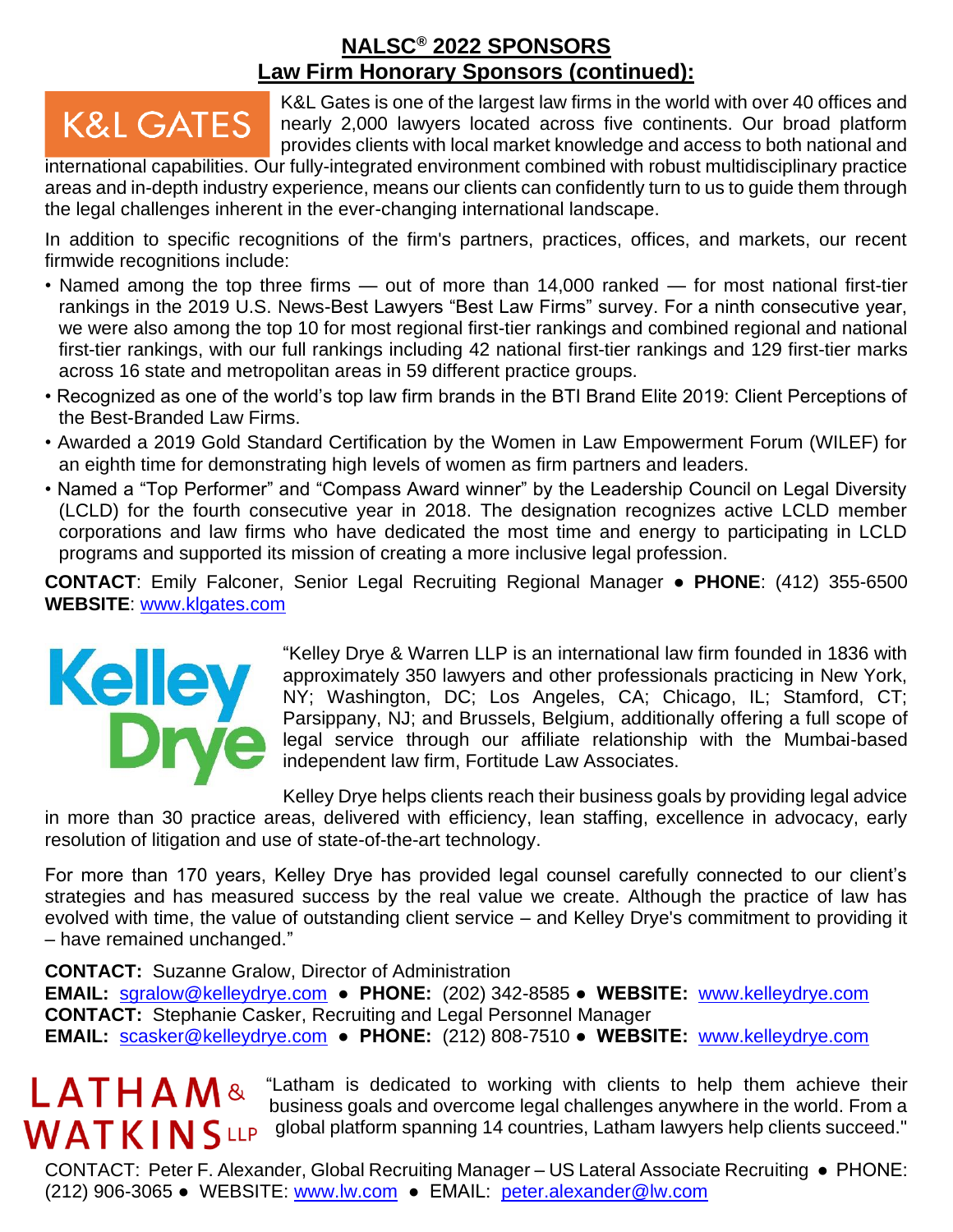## NALSC® 2022 SPONSORS

## Law Firm Honorary Sponsors (continued):

K&L GATES

K&L Gates is one of the largest law firms in the world with over 40 offices and nearly 2,000 lawyers located across five continents. Our broad platform provides clients with local market knowledge and access to both national and international capabilities. Our fully-integrated environment combined with robust multidisciplinary practice areas and in-depth industry experience, means our clients can confidently turn to us to guide them through the legal challenges inherent in the ever-changing international landscape.

In addition to specific recognitions of the firm's partners, practices, offices, and markets, our recent firmwide recognitions include:

- Named among the top three firms — out of more than 14,000 ranked — for most national first-tier rankings in the 2019 U.S. News-Best Lawyers "Best Law Firms" survey. For a ninth consecutive year, we were also among the top 10 for most regional first-tier rankings and combined regional and national first-tier rankings, with our full rankings including 42 national first-tier rankings and 129 first-tier marks across 16 state and metropolitan areas in 59 different practice groups.
- Recognized as one of the world's top law firm brands in the BTI Brand Elite 2019: Client Perceptions of the Best-Branded Law Firms.
- Awarded a 2019 Gold Standard Certification by the Women in Law Empowerment Forum (WILEF) for an eighth time for demonstrating high levels of women as firm partners and leaders.
- Named a "Top Performer" and "Compass Award winner" by the Leadership Council on Legal Diversity (LCLD) for the fourth consecutive year in 2018. The designation recognizes active LCLD member corporations and law firms who have dedicated the most time and energy to participating in LCLD programs and supported its mission of creating a more inclusive legal profession.

**CONTACT**: Emily Falconer, Senior Legal Recruiting Regional Manager ● **PHONE**: (412) 355-6500
**WEBSITE**: www.klgates.com

Kelley Drye

"Kelley Drye & Warren LLP is an international law firm founded in 1836 with approximately 350 lawyers and other professionals practicing in New York, NY; Washington, DC; Los Angeles, CA; Chicago, IL; Stamford, CT; Parsippany, NJ; and Brussels, Belgium, additionally offering a full scope of legal service through our affiliate relationship with the Mumbai-based independent law firm, Fortitude Law Associates.

Kelley Drye helps clients reach their business goals by providing legal advice in more than 30 practice areas, delivered with efficiency, lean staffing, excellence in advocacy, early resolution of litigation and use of state-of-the-art technology.

For more than 170 years, Kelley Drye has provided legal counsel carefully connected to our client's strategies and has measured success by the real value we create. Although the practice of law has evolved with time, the value of outstanding client service – and Kelley Drye's commitment to providing it – have remained unchanged."

**CONTACT:** Suzanne Gralow, Director of Administration
**EMAIL:** sgralow@kelleydrye.com ● **PHONE:** (202) 342-8585 ● **WEBSITE:** www.kelleydrye.com
**CONTACT:** Stephanie Casker, Recruiting and Legal Personnel Manager
**EMAIL:** scasker@kelleydrye.com ● **PHONE:** (212) 808-7510 ● **WEBSITE:** www.kelleydrye.com

LATHAM & WATKINS LLP

"Latham is dedicated to working with clients to help them achieve their business goals and overcome legal challenges anywhere in the world. From a global platform spanning 14 countries, Latham lawyers help clients succeed."

CONTACT: Peter F. Alexander, Global Recruiting Manager – US Lateral Associate Recruiting ● PHONE: (212) 906-3065 ● WEBSITE: www.lw.com ● EMAIL: peter.alexander@lw.com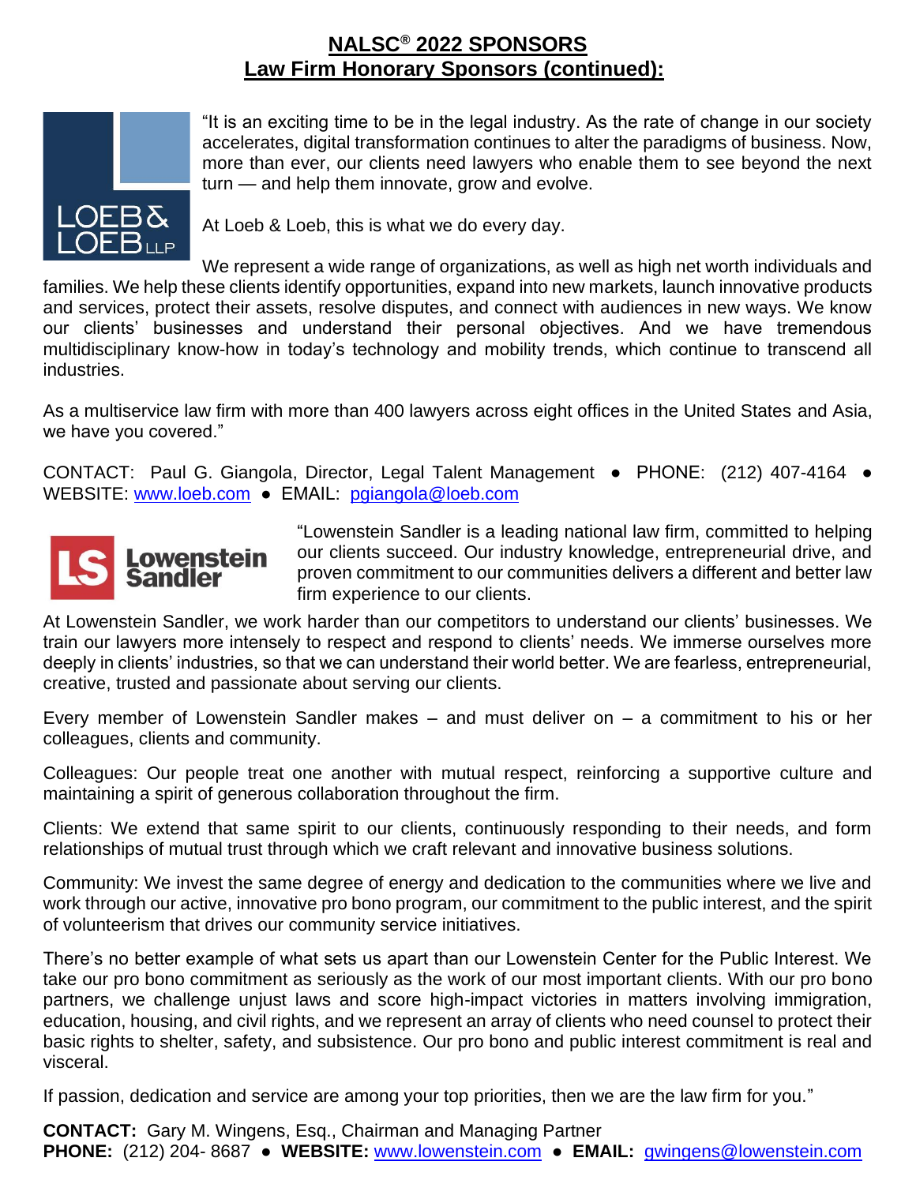## NALSC® 2022 SPONSORS
## Law Firm Honorary Sponsors (continued):

"It is an exciting time to be in the legal industry. As the rate of change in our society accelerates, digital transformation continues to alter the paradigms of business. Now, more than ever, our clients need lawyers who enable them to see beyond the next turn — and help them innovate, grow and evolve.

At Loeb & Loeb, this is what we do every day.

We represent a wide range of organizations, as well as high net worth individuals and families. We help these clients identify opportunities, expand into new markets, launch innovative products and services, protect their assets, resolve disputes, and connect with audiences in new ways. We know our clients' businesses and understand their personal objectives. And we have tremendous multidisciplinary know-how in today's technology and mobility trends, which continue to transcend all industries.

As a multiservice law firm with more than 400 lawyers across eight offices in the United States and Asia, we have you covered."

CONTACT: Paul G. Giangola, Director, Legal Talent Management ● PHONE: (212) 407-4164 ● WEBSITE: www.loeb.com ● EMAIL: pgiangola@loeb.com

"Lowenstein Sandler is a leading national law firm, committed to helping our clients succeed. Our industry knowledge, entrepreneurial drive, and proven commitment to our communities delivers a different and better law firm experience to our clients.

At Lowenstein Sandler, we work harder than our competitors to understand our clients' businesses. We train our lawyers more intensely to respect and respond to clients' needs. We immerse ourselves more deeply in clients' industries, so that we can understand their world better. We are fearless, entrepreneurial, creative, trusted and passionate about serving our clients.

Every member of Lowenstein Sandler makes – and must deliver on – a commitment to his or her colleagues, clients and community.

Colleagues: Our people treat one another with mutual respect, reinforcing a supportive culture and maintaining a spirit of generous collaboration throughout the firm.

Clients: We extend that same spirit to our clients, continuously responding to their needs, and form relationships of mutual trust through which we craft relevant and innovative business solutions.

Community: We invest the same degree of energy and dedication to the communities where we live and work through our active, innovative pro bono program, our commitment to the public interest, and the spirit of volunteerism that drives our community service initiatives.

There's no better example of what sets us apart than our Lowenstein Center for the Public Interest. We take our pro bono commitment as seriously as the work of our most important clients. With our pro bono partners, we challenge unjust laws and score high-impact victories in matters involving immigration, education, housing, and civil rights, and we represent an array of clients who need counsel to protect their basic rights to shelter, safety, and subsistence. Our pro bono and public interest commitment is real and visceral.

If passion, dedication and service are among your top priorities, then we are the law firm for you."

**CONTACT:** Gary M. Wingens, Esq., Chairman and Managing Partner
**PHONE:** (212) 204- 8687 ● **WEBSITE:** www.lowenstein.com ● **EMAIL:** gwingens@lowenstein.com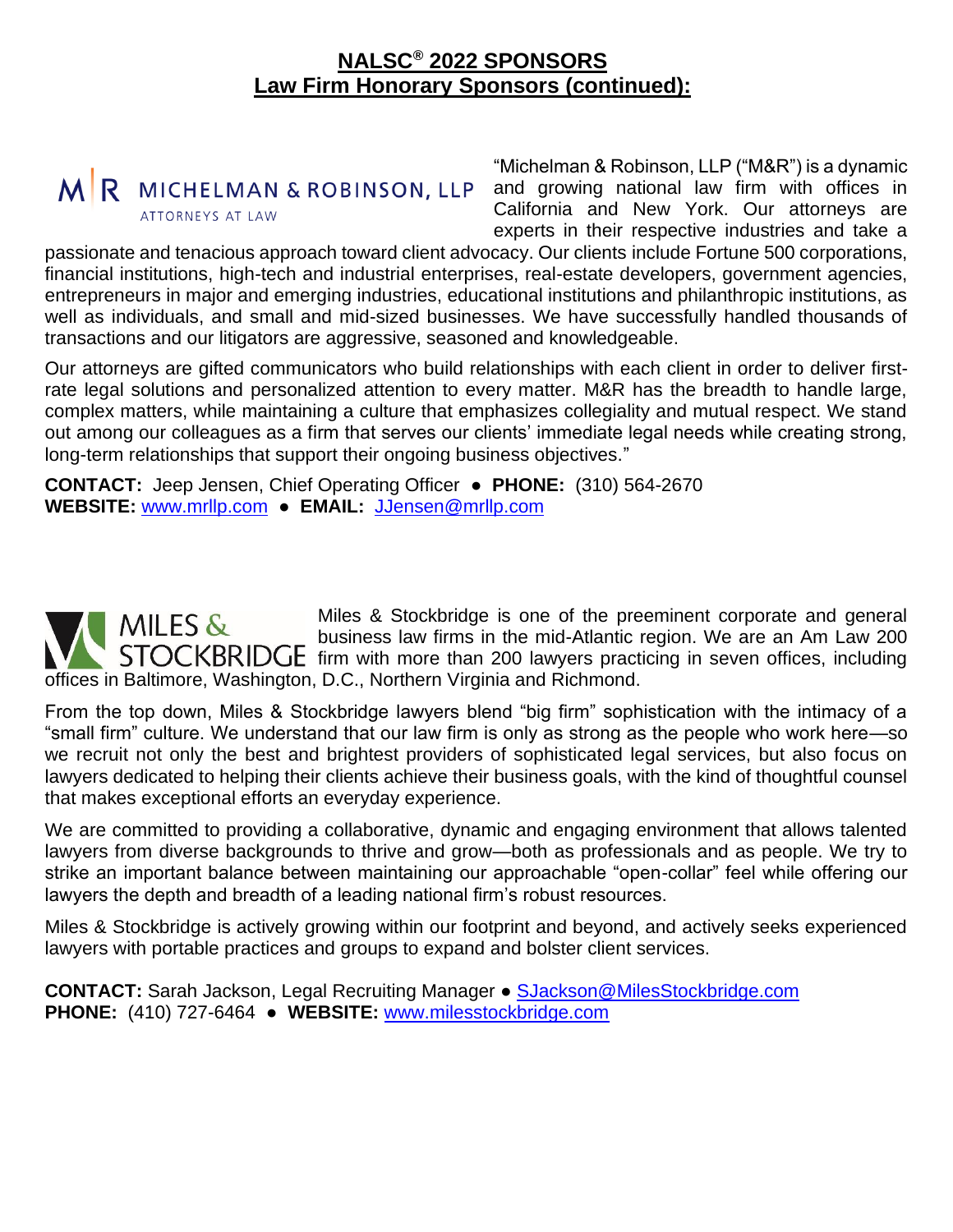## NALSC® 2022 SPONSORS
## Law Firm Honorary Sponsors (continued):

M|R MICHELMAN & ROBINSON, LLP
ATTORNEYS AT LAW

"Michelman & Robinson, LLP ("M&R") is a dynamic and growing national law firm with offices in California and New York. Our attorneys are experts in their respective industries and take a passionate and tenacious approach toward client advocacy. Our clients include Fortune 500 corporations, financial institutions, high-tech and industrial enterprises, real-estate developers, government agencies, entrepreneurs in major and emerging industries, educational institutions and philanthropic institutions, as well as individuals, and small and mid-sized businesses. We have successfully handled thousands of transactions and our litigators are aggressive, seasoned and knowledgeable.

Our attorneys are gifted communicators who build relationships with each client in order to deliver first-rate legal solutions and personalized attention to every matter. M&R has the breadth to handle large, complex matters, while maintaining a culture that emphasizes collegiality and mutual respect. We stand out among our colleagues as a firm that serves our clients' immediate legal needs while creating strong, long-term relationships that support their ongoing business objectives."

**CONTACT:** Jeep Jensen, Chief Operating Officer ● **PHONE:** (310) 564-2670
**WEBSITE:** www.mrllp.com ● **EMAIL:** JJensen@mrllp.com

MILES & STOCKBRIDGE

Miles & Stockbridge is one of the preeminent corporate and general business law firms in the mid-Atlantic region. We are an Am Law 200 firm with more than 200 lawyers practicing in seven offices, including offices in Baltimore, Washington, D.C., Northern Virginia and Richmond.

From the top down, Miles & Stockbridge lawyers blend "big firm" sophistication with the intimacy of a "small firm" culture. We understand that our law firm is only as strong as the people who work here—so we recruit not only the best and brightest providers of sophisticated legal services, but also focus on lawyers dedicated to helping their clients achieve their business goals, with the kind of thoughtful counsel that makes exceptional efforts an everyday experience.

We are committed to providing a collaborative, dynamic and engaging environment that allows talented lawyers from diverse backgrounds to thrive and grow—both as professionals and as people. We try to strike an important balance between maintaining our approachable "open-collar" feel while offering our lawyers the depth and breadth of a leading national firm's robust resources.

Miles & Stockbridge is actively growing within our footprint and beyond, and actively seeks experienced lawyers with portable practices and groups to expand and bolster client services.

**CONTACT:** Sarah Jackson, Legal Recruiting Manager ● SJackson@MilesStockbridge.com
**PHONE:** (410) 727-6464 ● **WEBSITE:** www.milesstockbridge.com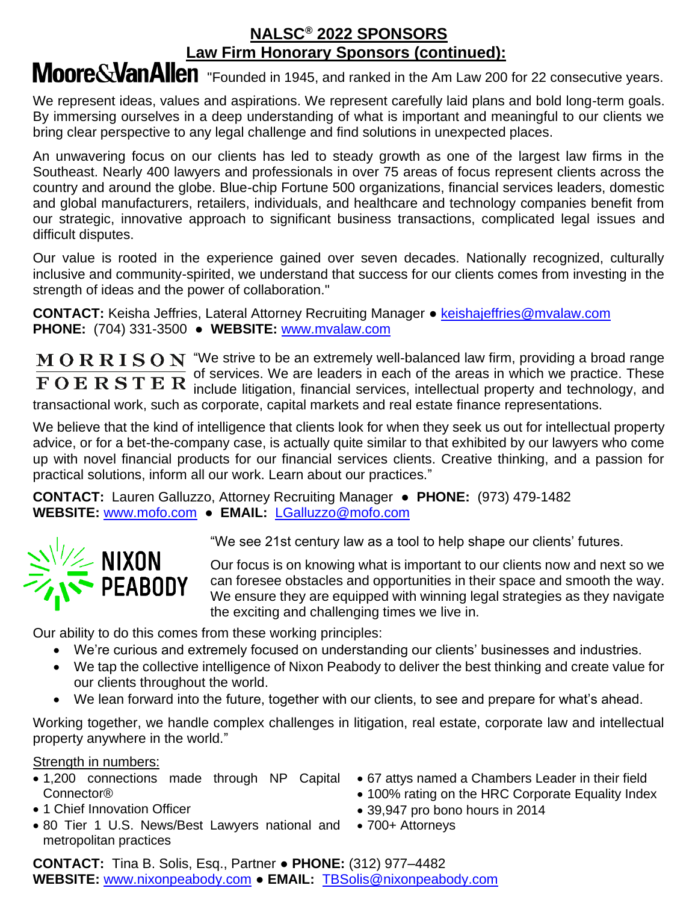## NALSC® 2022 SPONSORS

## Law Firm Honorary Sponsors (continued):

**Moore&VanAllen** "Founded in 1945, and ranked in the Am Law 200 for 22 consecutive years.

We represent ideas, values and aspirations. We represent carefully laid plans and bold long-term goals. By immersing ourselves in a deep understanding of what is important and meaningful to our clients we bring clear perspective to any legal challenge and find solutions in unexpected places.

An unwavering focus on our clients has led to steady growth as one of the largest law firms in the Southeast. Nearly 400 lawyers and professionals in over 75 areas of focus represent clients across the country and around the globe. Blue-chip Fortune 500 organizations, financial services leaders, domestic and global manufacturers, retailers, individuals, and healthcare and technology companies benefit from our strategic, innovative approach to significant business transactions, complicated legal issues and difficult disputes.

Our value is rooted in the experience gained over seven decades. Nationally recognized, culturally inclusive and community-spirited, we understand that success for our clients comes from investing in the strength of ideas and the power of collaboration."

**CONTACT:** Keisha Jeffries, Lateral Attorney Recruiting Manager ● keishajeffries@mvalaw.com
**PHONE:** (704) 331-3500 ● **WEBSITE:** www.mvalaw.com

**MORRISON FOERSTER** "We strive to be an extremely well-balanced law firm, providing a broad range of services. We are leaders in each of the areas in which we practice. These include litigation, financial services, intellectual property and technology, and transactional work, such as corporate, capital markets and real estate finance representations.

We believe that the kind of intelligence that clients look for when they seek us out for intellectual property advice, or for a bet-the-company case, is actually quite similar to that exhibited by our lawyers who come up with novel financial products for our financial services clients. Creative thinking, and a passion for practical solutions, inform all our work. Learn about our practices."

**CONTACT:** Lauren Galluzzo, Attorney Recruiting Manager ● **PHONE:** (973) 479-1482
**WEBSITE:** www.mofo.com ● **EMAIL:** LGalluzzo@mofo.com

**NIXON PEABODY** "We see 21st century law as a tool to help shape our clients' futures.

Our focus is on knowing what is important to our clients now and next so we can foresee obstacles and opportunities in their space and smooth the way. We ensure they are equipped with winning legal strategies as they navigate the exciting and challenging times we live in.

Our ability to do this comes from these working principles:

- We're curious and extremely focused on understanding our clients' businesses and industries.
- We tap the collective intelligence of Nixon Peabody to deliver the best thinking and create value for our clients throughout the world.
- We lean forward into the future, together with our clients, to see and prepare for what's ahead.

Working together, we handle complex challenges in litigation, real estate, corporate law and intellectual property anywhere in the world."

Strength in numbers:

- 1,200 connections made through NP Capital Connector®
- 1 Chief Innovation Officer
- 80 Tier 1 U.S. News/Best Lawyers national and metropolitan practices
- 67 attys named a Chambers Leader in their field
- 100% rating on the HRC Corporate Equality Index
- 39,947 pro bono hours in 2014
- 700+ Attorneys

**CONTACT:** Tina B. Solis, Esq., Partner ● **PHONE:** (312) 977–4482
**WEBSITE:** www.nixonpeabody.com ● **EMAIL:** TBSolis@nixonpeabody.com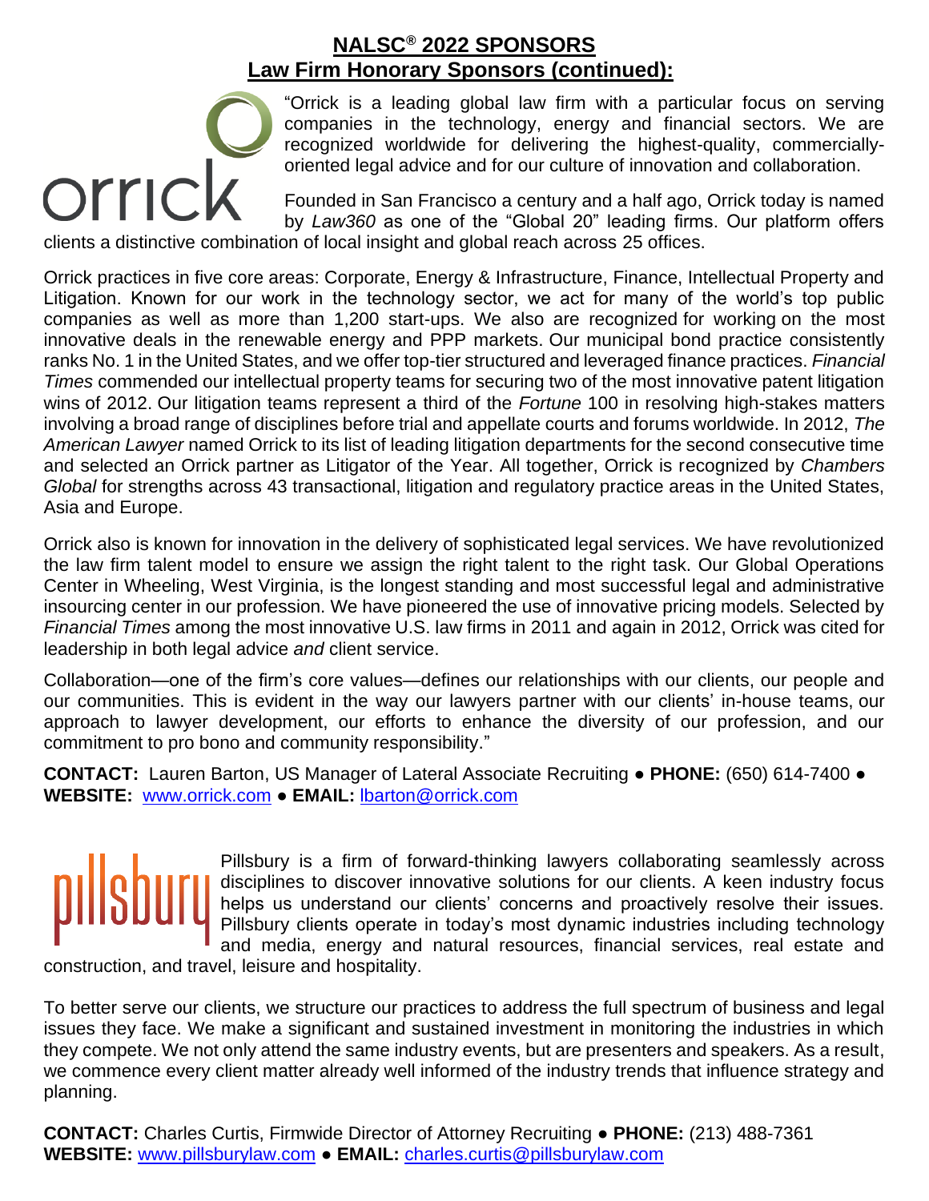# NALSC® 2022 SPONSORS

## Law Firm Honorary Sponsors (continued):

"Orrick is a leading global law firm with a particular focus on serving companies in the technology, energy and financial sectors. We are recognized worldwide for delivering the highest-quality, commercially-oriented legal advice and for our culture of innovation and collaboration.

Founded in San Francisco a century and a half ago, Orrick today is named by *Law360* as one of the "Global 20" leading firms. Our platform offers clients a distinctive combination of local insight and global reach across 25 offices.

Orrick practices in five core areas: Corporate, Energy & Infrastructure, Finance, Intellectual Property and Litigation. Known for our work in the technology sector, we act for many of the world's top public companies as well as more than 1,200 start-ups. We also are recognized for working on the most innovative deals in the renewable energy and PPP markets. Our municipal bond practice consistently ranks No. 1 in the United States, and we offer top-tier structured and leveraged finance practices. *Financial Times* commended our intellectual property teams for securing two of the most innovative patent litigation wins of 2012. Our litigation teams represent a third of the *Fortune* 100 in resolving high-stakes matters involving a broad range of disciplines before trial and appellate courts and forums worldwide. In 2012, *The American Lawyer* named Orrick to its list of leading litigation departments for the second consecutive time and selected an Orrick partner as Litigator of the Year. All together, Orrick is recognized by *Chambers Global* for strengths across 43 transactional, litigation and regulatory practice areas in the United States, Asia and Europe.

Orrick also is known for innovation in the delivery of sophisticated legal services. We have revolutionized the law firm talent model to ensure we assign the right talent to the right task. Our Global Operations Center in Wheeling, West Virginia, is the longest standing and most successful legal and administrative insourcing center in our profession. We have pioneered the use of innovative pricing models. Selected by *Financial Times* among the most innovative U.S. law firms in 2011 and again in 2012, Orrick was cited for leadership in both legal advice *and* client service.

Collaboration—one of the firm's core values—defines our relationships with our clients, our people and our communities. This is evident in the way our lawyers partner with our clients' in-house teams, our approach to lawyer development, our efforts to enhance the diversity of our profession, and our commitment to pro bono and community responsibility."

**CONTACT:** Lauren Barton, US Manager of Lateral Associate Recruiting ● **PHONE:** (650) 614-7400 ● **WEBSITE:** www.orrick.com ● **EMAIL:** lbarton@orrick.com

Pillsbury is a firm of forward-thinking lawyers collaborating seamlessly across disciplines to discover innovative solutions for our clients. A keen industry focus helps us understand our clients' concerns and proactively resolve their issues. Pillsbury clients operate in today's most dynamic industries including technology and media, energy and natural resources, financial services, real estate and construction, and travel, leisure and hospitality.

To better serve our clients, we structure our practices to address the full spectrum of business and legal issues they face. We make a significant and sustained investment in monitoring the industries in which they compete. We not only attend the same industry events, but are presenters and speakers. As a result, we commence every client matter already well informed of the industry trends that influence strategy and planning.

**CONTACT:** Charles Curtis, Firmwide Director of Attorney Recruiting ● **PHONE:** (213) 488-7361 **WEBSITE:** www.pillsburylaw.com ● **EMAIL:** charles.curtis@pillsburylaw.com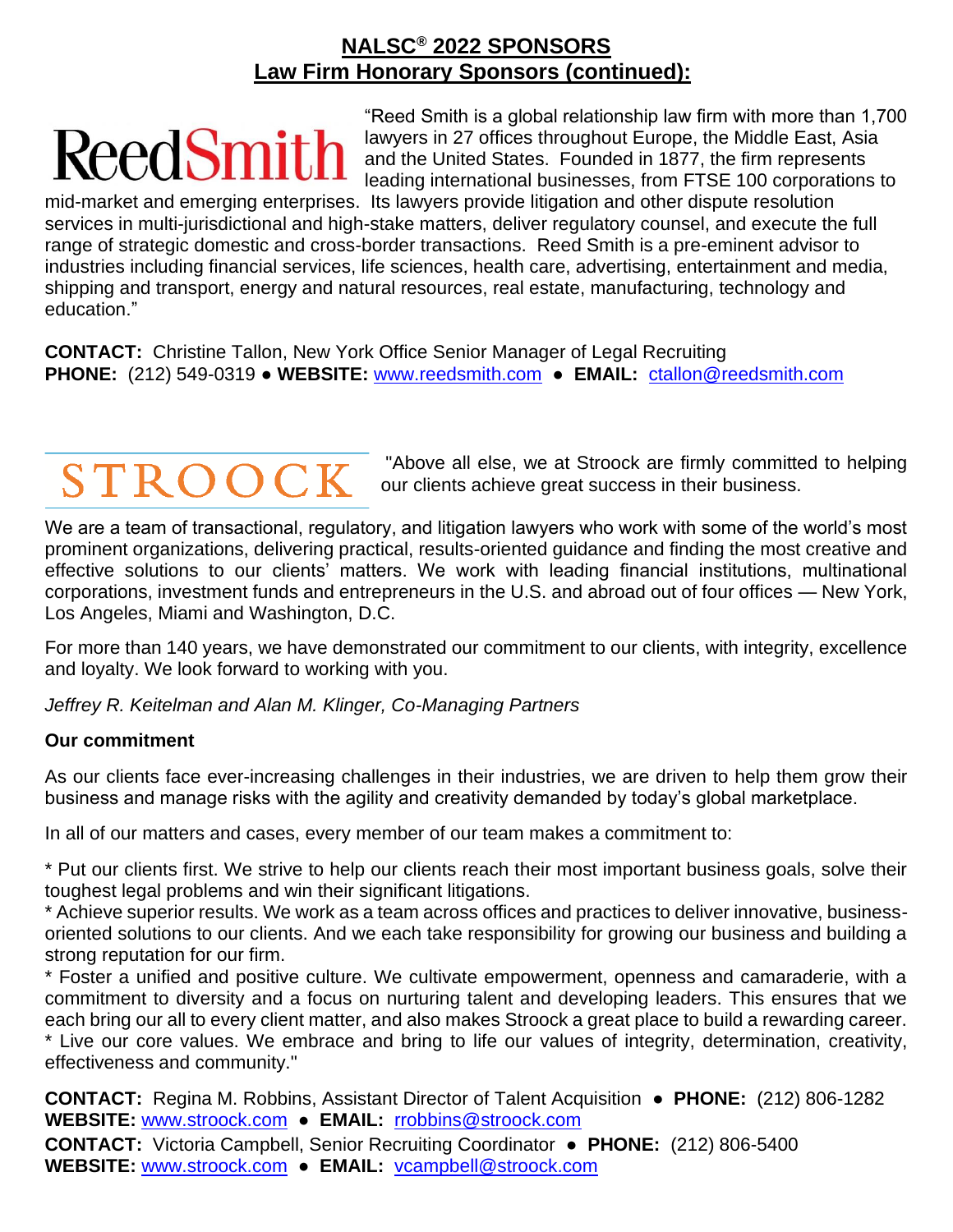## NALSC® 2022 SPONSORS
## Law Firm Honorary Sponsors (continued):

ReedSmith

"Reed Smith is a global relationship law firm with more than 1,700 lawyers in 27 offices throughout Europe, the Middle East, Asia and the United States. Founded in 1877, the firm represents leading international businesses, from FTSE 100 corporations to mid-market and emerging enterprises. Its lawyers provide litigation and other dispute resolution services in multi-jurisdictional and high-stake matters, deliver regulatory counsel, and execute the full range of strategic domestic and cross-border transactions. Reed Smith is a pre-eminent advisor to industries including financial services, life sciences, health care, advertising, entertainment and media, shipping and transport, energy and natural resources, real estate, manufacturing, technology and education."

**CONTACT:** Christine Tallon, New York Office Senior Manager of Legal Recruiting
**PHONE:** (212) 549-0319 ● **WEBSITE:** www.reedsmith.com ● **EMAIL:** ctallon@reedsmith.com

STROOCK

"Above all else, we at Stroock are firmly committed to helping our clients achieve great success in their business.

We are a team of transactional, regulatory, and litigation lawyers who work with some of the world's most prominent organizations, delivering practical, results-oriented guidance and finding the most creative and effective solutions to our clients' matters. We work with leading financial institutions, multinational corporations, investment funds and entrepreneurs in the U.S. and abroad out of four offices — New York, Los Angeles, Miami and Washington, D.C.

For more than 140 years, we have demonstrated our commitment to our clients, with integrity, excellence and loyalty. We look forward to working with you.

*Jeffrey R. Keitelman and Alan M. Klinger, Co-Managing Partners*

**Our commitment**

As our clients face ever-increasing challenges in their industries, we are driven to help them grow their business and manage risks with the agility and creativity demanded by today's global marketplace.

In all of our matters and cases, every member of our team makes a commitment to:

* Put our clients first. We strive to help our clients reach their most important business goals, solve their toughest legal problems and win their significant litigations.
* Achieve superior results. We work as a team across offices and practices to deliver innovative, business-oriented solutions to our clients. And we each take responsibility for growing our business and building a strong reputation for our firm.
* Foster a unified and positive culture. We cultivate empowerment, openness and camaraderie, with a commitment to diversity and a focus on nurturing talent and developing leaders. This ensures that we each bring our all to every client matter, and also makes Stroock a great place to build a rewarding career.
* Live our core values. We embrace and bring to life our values of integrity, determination, creativity, effectiveness and community."

**CONTACT:** Regina M. Robbins, Assistant Director of Talent Acquisition ● **PHONE:** (212) 806-1282
**WEBSITE:** www.stroock.com ● **EMAIL:** rrobbins@stroock.com

**CONTACT:** Victoria Campbell, Senior Recruiting Coordinator ● **PHONE:** (212) 806-5400
**WEBSITE:** www.stroock.com ● **EMAIL:** vcampbell@stroock.com